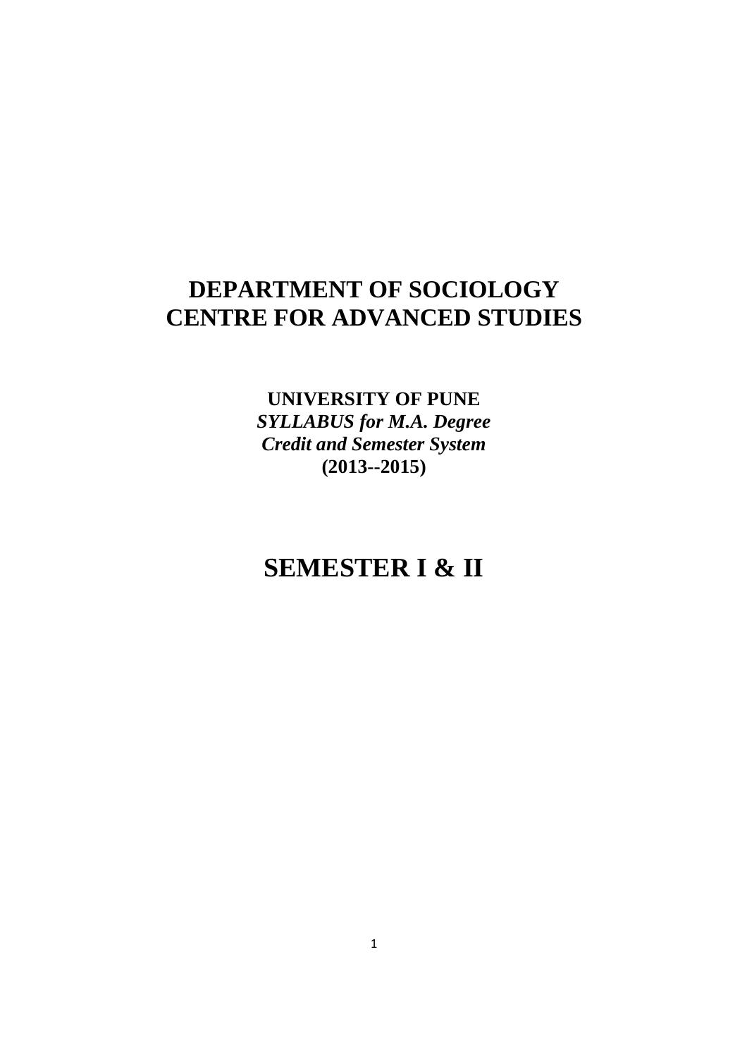# DEPARTMENT OF SOCIOLOGY
# CENTRE FOR ADVANCED STUDIES

**UNIVERSITY OF PUNE**
***SYLLABUS for M.A. Degree***
***Credit and Semester System***
**(2013--2015)**

# SEMESTER I & II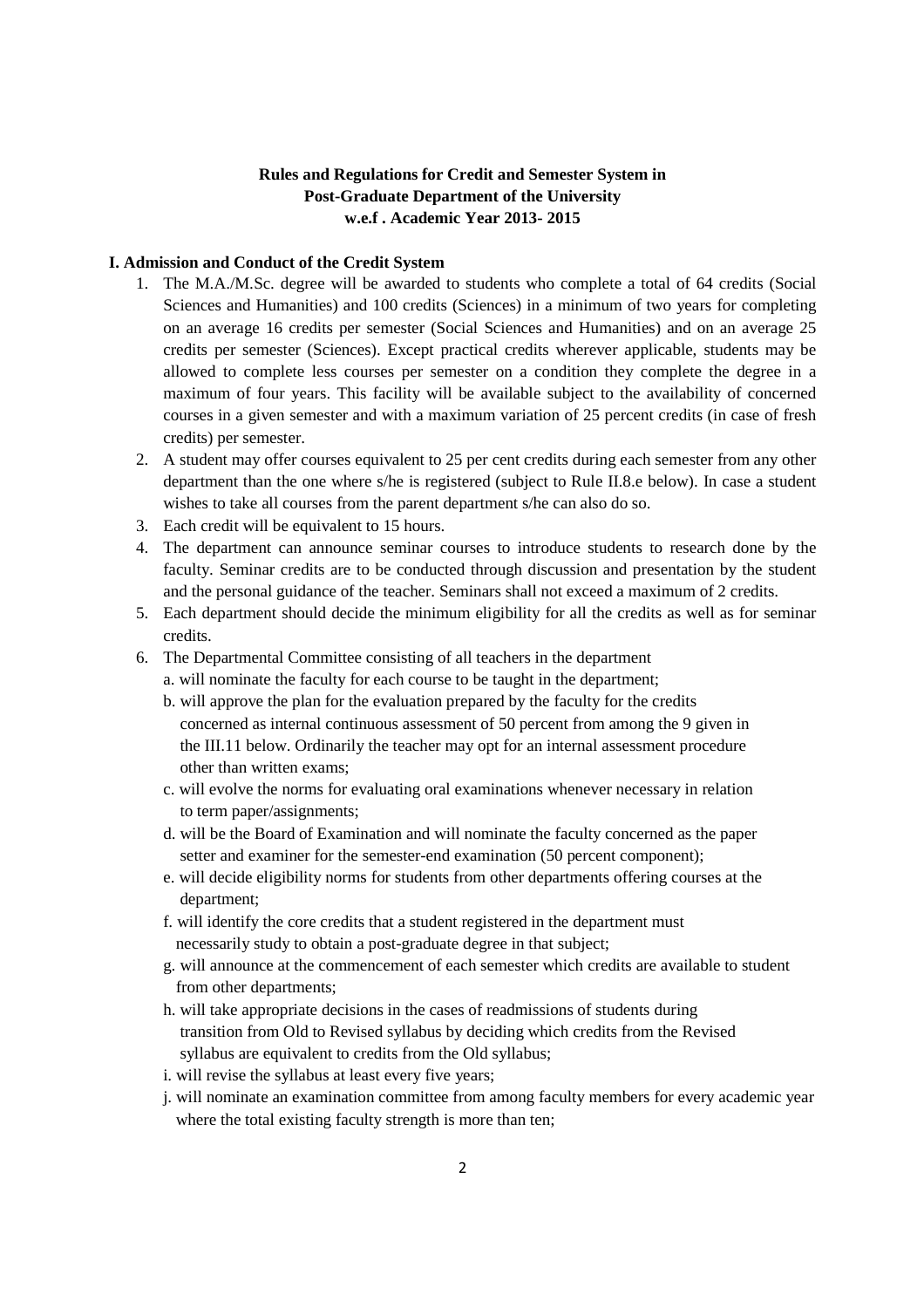**Rules and Regulations for Credit and Semester System in Post-Graduate Department of the University w.e.f . Academic Year 2013- 2015**

**I. Admission and Conduct of the Credit System**

1. The M.A./M.Sc. degree will be awarded to students who complete a total of 64 credits (Social Sciences and Humanities) and 100 credits (Sciences) in a minimum of two years for completing on an average 16 credits per semester (Social Sciences and Humanities) and on an average 25 credits per semester (Sciences). Except practical credits wherever applicable, students may be allowed to complete less courses per semester on a condition they complete the degree in a maximum of four years. This facility will be available subject to the availability of concerned courses in a given semester and with a maximum variation of 25 percent credits (in case of fresh credits) per semester.
2. A student may offer courses equivalent to 25 per cent credits during each semester from any other department than the one where s/he is registered (subject to Rule II.8.e below). In case a student wishes to take all courses from the parent department s/he can also do so.
3. Each credit will be equivalent to 15 hours.
4. The department can announce seminar courses to introduce students to research done by the faculty. Seminar credits are to be conducted through discussion and presentation by the student and the personal guidance of the teacher. Seminars shall not exceed a maximum of 2 credits.
5. Each department should decide the minimum eligibility for all the credits as well as for seminar credits.
6. The Departmental Committee consisting of all teachers in the department
   a. will nominate the faculty for each course to be taught in the department;
   b. will approve the plan for the evaluation prepared by the faculty for the credits concerned as internal continuous assessment of 50 percent from among the 9 given in the III.11 below. Ordinarily the teacher may opt for an internal assessment procedure other than written exams;
   c. will evolve the norms for evaluating oral examinations whenever necessary in relation to term paper/assignments;
   d. will be the Board of Examination and will nominate the faculty concerned as the paper setter and examiner for the semester-end examination (50 percent component);
   e. will decide eligibility norms for students from other departments offering courses at the department;
   f. will identify the core credits that a student registered in the department must necessarily study to obtain a post-graduate degree in that subject;
   g. will announce at the commencement of each semester which credits are available to student from other departments;
   h. will take appropriate decisions in the cases of readmissions of students during transition from Old to Revised syllabus by deciding which credits from the Revised syllabus are equivalent to credits from the Old syllabus;
   i. will revise the syllabus at least every five years;
   j. will nominate an examination committee from among faculty members for every academic year where the total existing faculty strength is more than ten;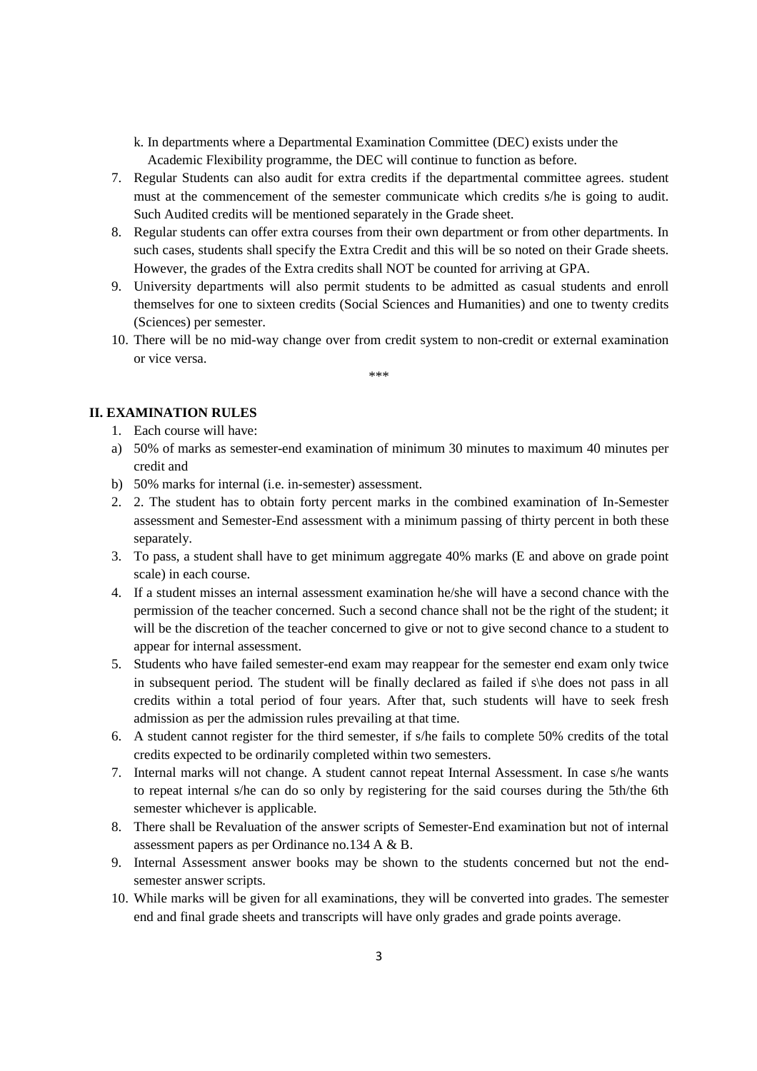k. In departments where a Departmental Examination Committee (DEC) exists under the Academic Flexibility programme, the DEC will continue to function as before.

7. Regular Students can also audit for extra credits if the departmental committee agrees. student must at the commencement of the semester communicate which credits s/he is going to audit. Such Audited credits will be mentioned separately in the Grade sheet.
8. Regular students can offer extra courses from their own department or from other departments. In such cases, students shall specify the Extra Credit and this will be so noted on their Grade sheets. However, the grades of the Extra credits shall NOT be counted for arriving at GPA.
9. University departments will also permit students to be admitted as casual students and enroll themselves for one to sixteen credits (Social Sciences and Humanities) and one to twenty credits (Sciences) per semester.
10. There will be no mid-way change over from credit system to non-credit or external examination or vice versa.

***

## II. EXAMINATION RULES

1. Each course will have:

a) 50% of marks as semester-end examination of minimum 30 minutes to maximum 40 minutes per credit and

b) 50% marks for internal (i.e. in-semester) assessment.

2. 2. The student has to obtain forty percent marks in the combined examination of In-Semester assessment and Semester-End assessment with a minimum passing of thirty percent in both these separately.
3. To pass, a student shall have to get minimum aggregate 40% marks (E and above on grade point scale) in each course.
4. If a student misses an internal assessment examination he/she will have a second chance with the permission of the teacher concerned. Such a second chance shall not be the right of the student; it will be the discretion of the teacher concerned to give or not to give second chance to a student to appear for internal assessment.
5. Students who have failed semester-end exam may reappear for the semester end exam only twice in subsequent period. The student will be finally declared as failed if s\he does not pass in all credits within a total period of four years. After that, such students will have to seek fresh admission as per the admission rules prevailing at that time.
6. A student cannot register for the third semester, if s/he fails to complete 50% credits of the total credits expected to be ordinarily completed within two semesters.
7. Internal marks will not change. A student cannot repeat Internal Assessment. In case s/he wants to repeat internal s/he can do so only by registering for the said courses during the 5th/the 6th semester whichever is applicable.
8. There shall be Revaluation of the answer scripts of Semester-End examination but not of internal assessment papers as per Ordinance no.134 A & B.
9. Internal Assessment answer books may be shown to the students concerned but not the end-semester answer scripts.
10. While marks will be given for all examinations, they will be converted into grades. The semester end and final grade sheets and transcripts will have only grades and grade points average.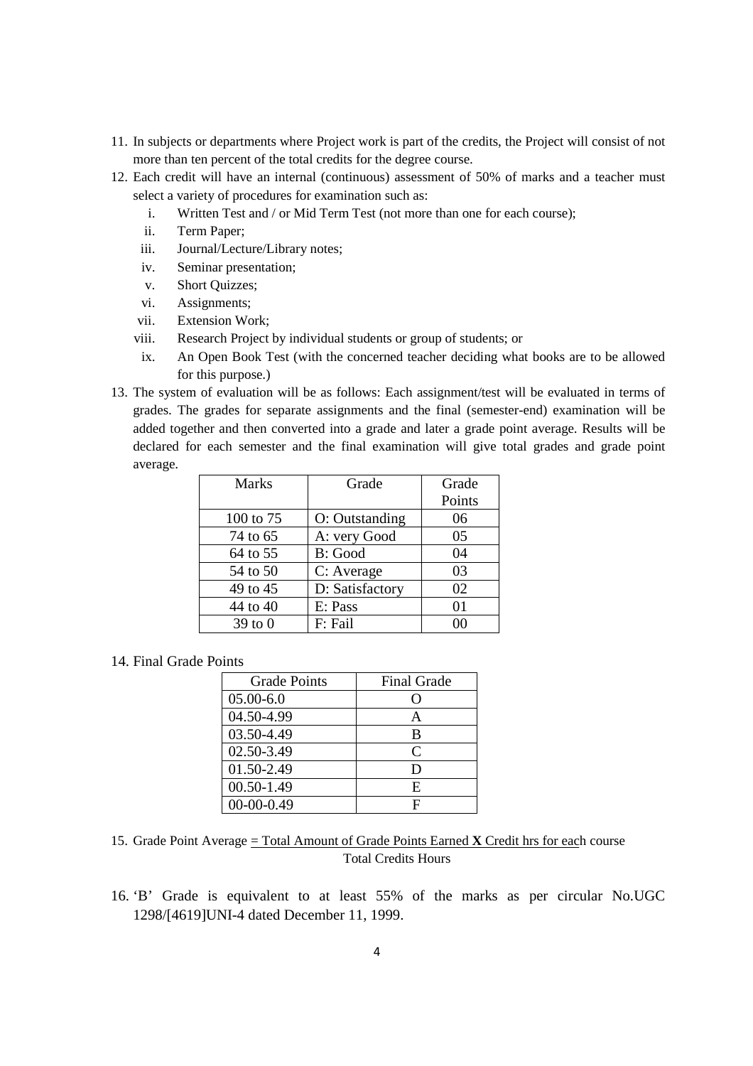11. In subjects or departments where Project work is part of the credits, the Project will consist of not more than ten percent of the total credits for the degree course.
12. Each credit will have an internal (continuous) assessment of 50% of marks and a teacher must select a variety of procedures for examination such as:
    i. Written Test and / or Mid Term Test (not more than one for each course);
    ii. Term Paper;
    iii. Journal/Lecture/Library notes;
    iv. Seminar presentation;
    v. Short Quizzes;
    vi. Assignments;
    vii. Extension Work;
    viii. Research Project by individual students or group of students; or
    ix. An Open Book Test (with the concerned teacher deciding what books are to be allowed for this purpose.)
13. The system of evaluation will be as follows: Each assignment/test will be evaluated in terms of grades. The grades for separate assignments and the final (semester-end) examination will be added together and then converted into a grade and later a grade point average. Results will be declared for each semester and the final examination will give total grades and grade point average.

| Marks | Grade | Grade Points |
|---|---|---|
| 100 to 75 | O: Outstanding | 06 |
| 74 to 65 | A: very Good | 05 |
| 64 to 55 | B: Good | 04 |
| 54 to 50 | C: Average | 03 |
| 49 to 45 | D: Satisfactory | 02 |
| 44 to 40 | E: Pass | 01 |
| 39 to 0 | F: Fail | 00 |

14. Final Grade Points

| Grade Points | Final Grade |
|---|---|
| 05.00-6.0 | O |
| 04.50-4.99 | A |
| 03.50-4.49 | B |
| 02.50-3.49 | C |
| 01.50-2.49 | D |
| 00.50-1.49 | E |
| 00-00-0.49 | F |

15. Grade Point Average = $\frac{\text{Total Amount of Grade Points Earned } \mathbf{X} \text{ Credit hrs for each course}}{\text{Total Credits Hours}}$

16. 'B' Grade is equivalent to at least 55% of the marks as per circular No.UGC 1298/[4619]UNI-4 dated December 11, 1999.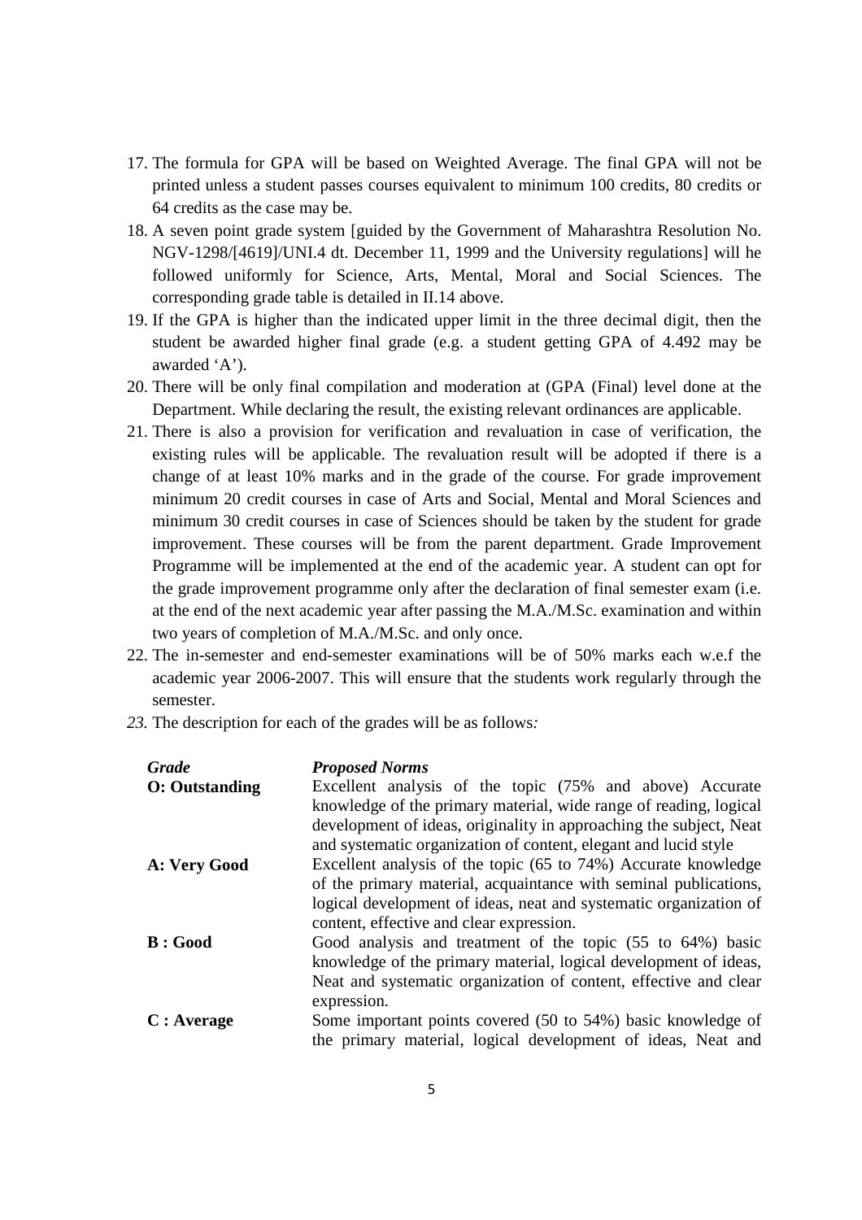17. The formula for GPA will be based on Weighted Average. The final GPA will not be printed unless a student passes courses equivalent to minimum 100 credits, 80 credits or 64 credits as the case may be.
18. A seven point grade system [guided by the Government of Maharashtra Resolution No. NGV-1298/[4619]/UNI.4 dt. December 11, 1999 and the University regulations] will he followed uniformly for Science, Arts, Mental, Moral and Social Sciences. The corresponding grade table is detailed in II.14 above.
19. If the GPA is higher than the indicated upper limit in the three decimal digit, then the student be awarded higher final grade (e.g. a student getting GPA of 4.492 may be awarded 'A').
20. There will be only final compilation and moderation at (GPA (Final) level done at the Department. While declaring the result, the existing relevant ordinances are applicable.
21. There is also a provision for verification and revaluation in case of verification, the existing rules will be applicable. The revaluation result will be adopted if there is a change of at least 10% marks and in the grade of the course. For grade improvement minimum 20 credit courses in case of Arts and Social, Mental and Moral Sciences and minimum 30 credit courses in case of Sciences should be taken by the student for grade improvement. These courses will be from the parent department. Grade Improvement Programme will be implemented at the end of the academic year. A student can opt for the grade improvement programme only after the declaration of final semester exam (i.e. at the end of the next academic year after passing the M.A./M.Sc. examination and within two years of completion of M.A./M.Sc. and only once.
22. The in-semester and end-semester examinations will be of 50% marks each w.e.f the academic year 2006-2007. This will ensure that the students work regularly through the semester.
23. *The description for each of the grades will be as follows:*

| *Grade* | *Proposed Norms* |
|---|---|
| **O: Outstanding** | Excellent analysis of the topic (75% and above) Accurate knowledge of the primary material, wide range of reading, logical development of ideas, originality in approaching the subject, Neat and systematic organization of content, elegant and lucid style |
| **A: Very Good** | Excellent analysis of the topic (65 to 74%) Accurate knowledge of the primary material, acquaintance with seminal publications, logical development of ideas, neat and systematic organization of content, effective and clear expression. |
| **B : Good** | Good analysis and treatment of the topic (55 to 64%) basic knowledge of the primary material, logical development of ideas, Neat and systematic organization of content, effective and clear expression. |
| **C : Average** | Some important points covered (50 to 54%) basic knowledge of the primary material, logical development of ideas, Neat and |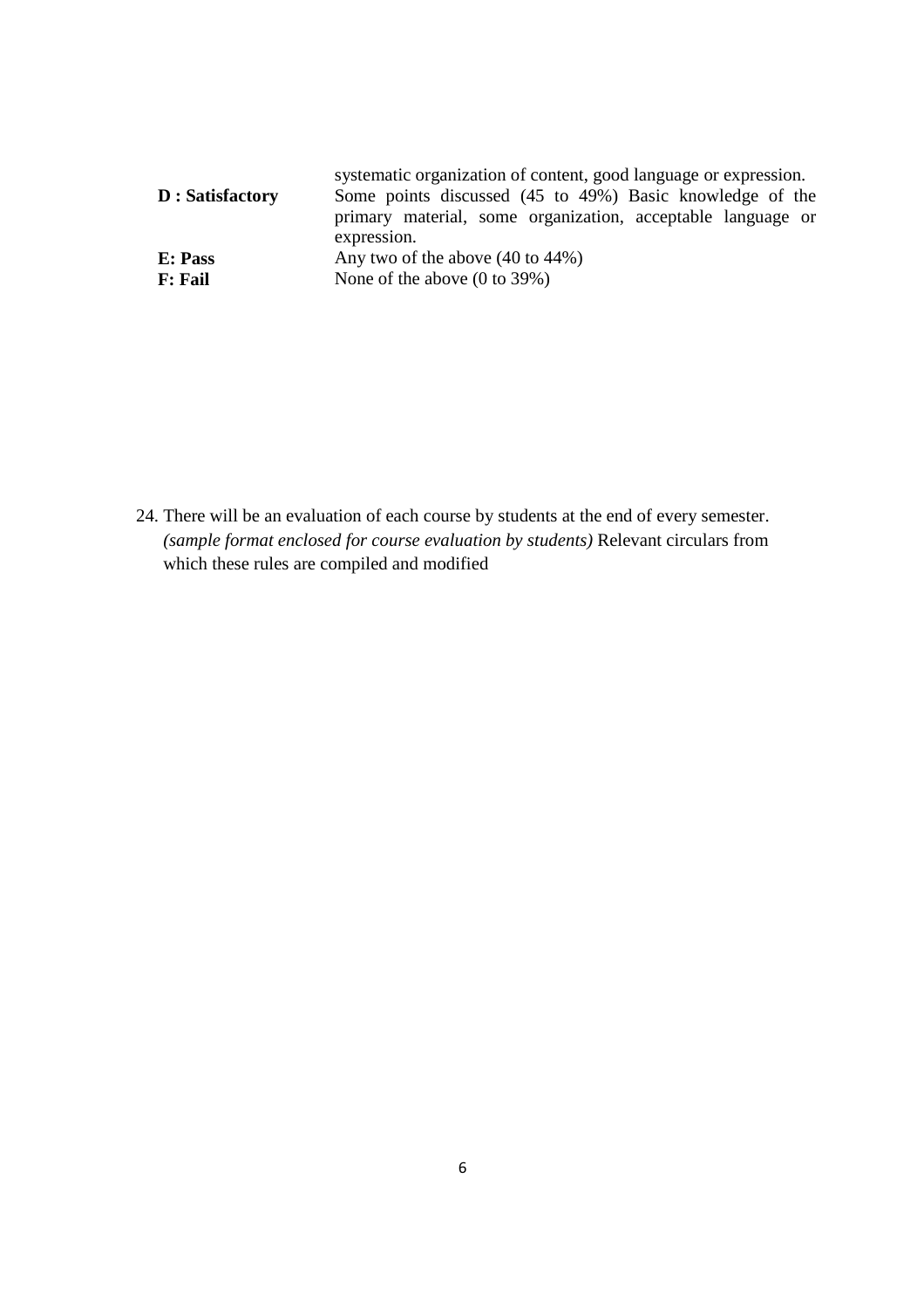| | |
|---|---|
| | systematic organization of content, good language or expression. |
| **D : Satisfactory** | Some points discussed (45 to 49%) Basic knowledge of the primary material, some organization, acceptable language or expression. |
| **E: Pass** | Any two of the above (40 to 44%) |
| **F: Fail** | None of the above (0 to 39%) |

24. There will be an evaluation of each course by students at the end of every semester. *(sample format enclosed for course evaluation by students)* Relevant circulars from which these rules are compiled and modified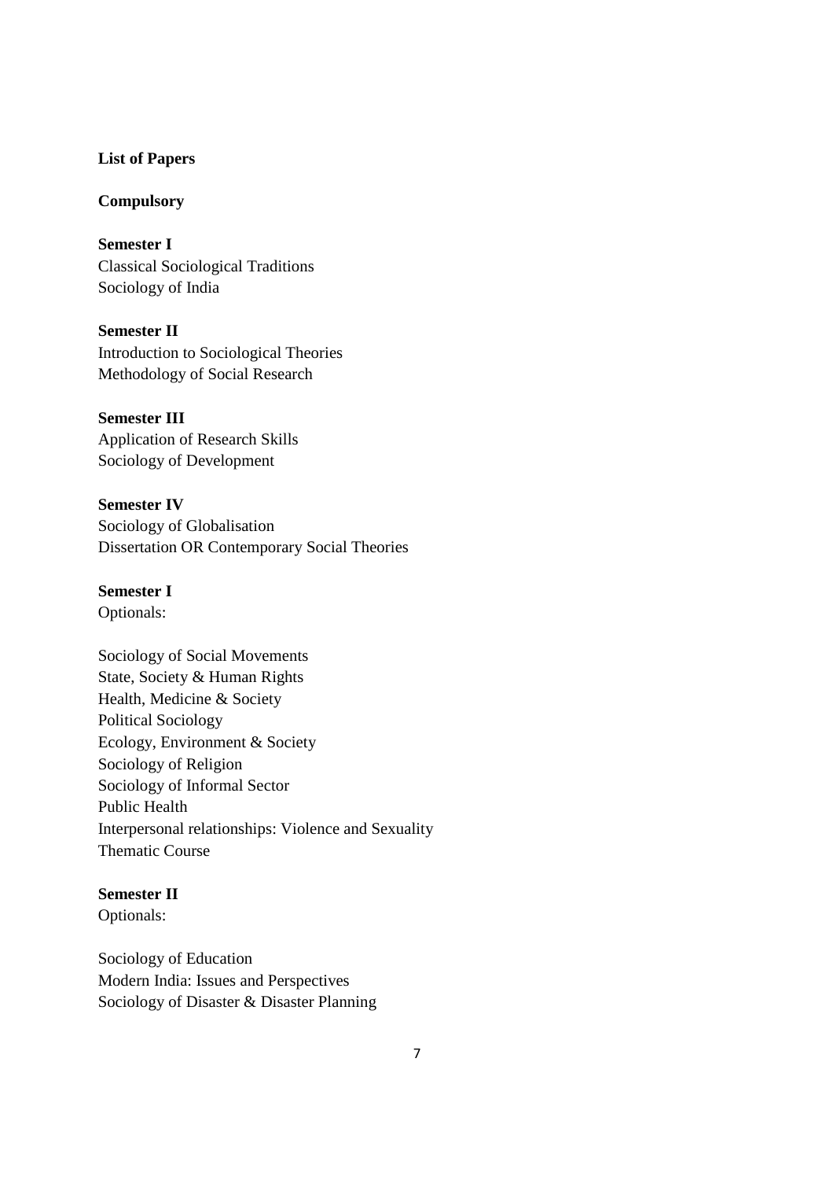**List of Papers**

**Compulsory**

**Semester I**
Classical Sociological Traditions
Sociology of India

**Semester II**
Introduction to Sociological Theories
Methodology of Social Research

**Semester III**
Application of Research Skills
Sociology of Development

**Semester IV**
Sociology of Globalisation
Dissertation OR Contemporary Social Theories

**Semester I**
Optionals:

Sociology of Social Movements
State, Society & Human Rights
Health, Medicine & Society
Political Sociology
Ecology, Environment & Society
Sociology of Religion
Sociology of Informal Sector
Public Health
Interpersonal relationships: Violence and Sexuality
Thematic Course

**Semester II**
Optionals:

Sociology of Education
Modern India: Issues and Perspectives
Sociology of Disaster & Disaster Planning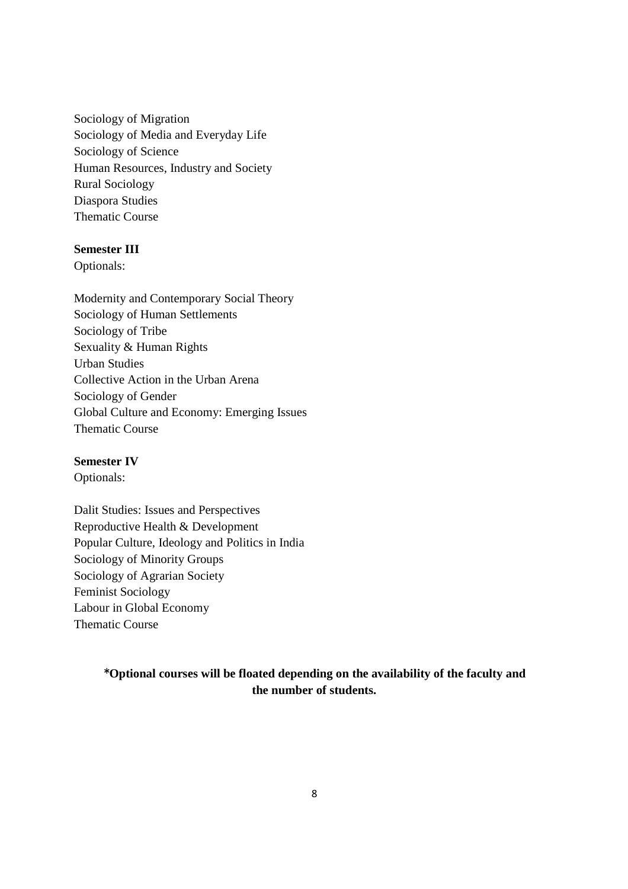Sociology of Migration
Sociology of Media and Everyday Life
Sociology of Science
Human Resources, Industry and Society
Rural Sociology
Diaspora Studies
Thematic Course

**Semester III**
Optionals:

Modernity and Contemporary Social Theory
Sociology of Human Settlements
Sociology of Tribe
Sexuality & Human Rights
Urban Studies
Collective Action in the Urban Arena
Sociology of Gender
Global Culture and Economy: Emerging Issues
Thematic Course

**Semester IV**
Optionals:

Dalit Studies: Issues and Perspectives
Reproductive Health & Development
Popular Culture, Ideology and Politics in India
Sociology of Minority Groups
Sociology of Agrarian Society
Feminist Sociology
Labour in Global Economy
Thematic Course

**\*Optional courses will be floated depending on the availability of the faculty and the number of students.**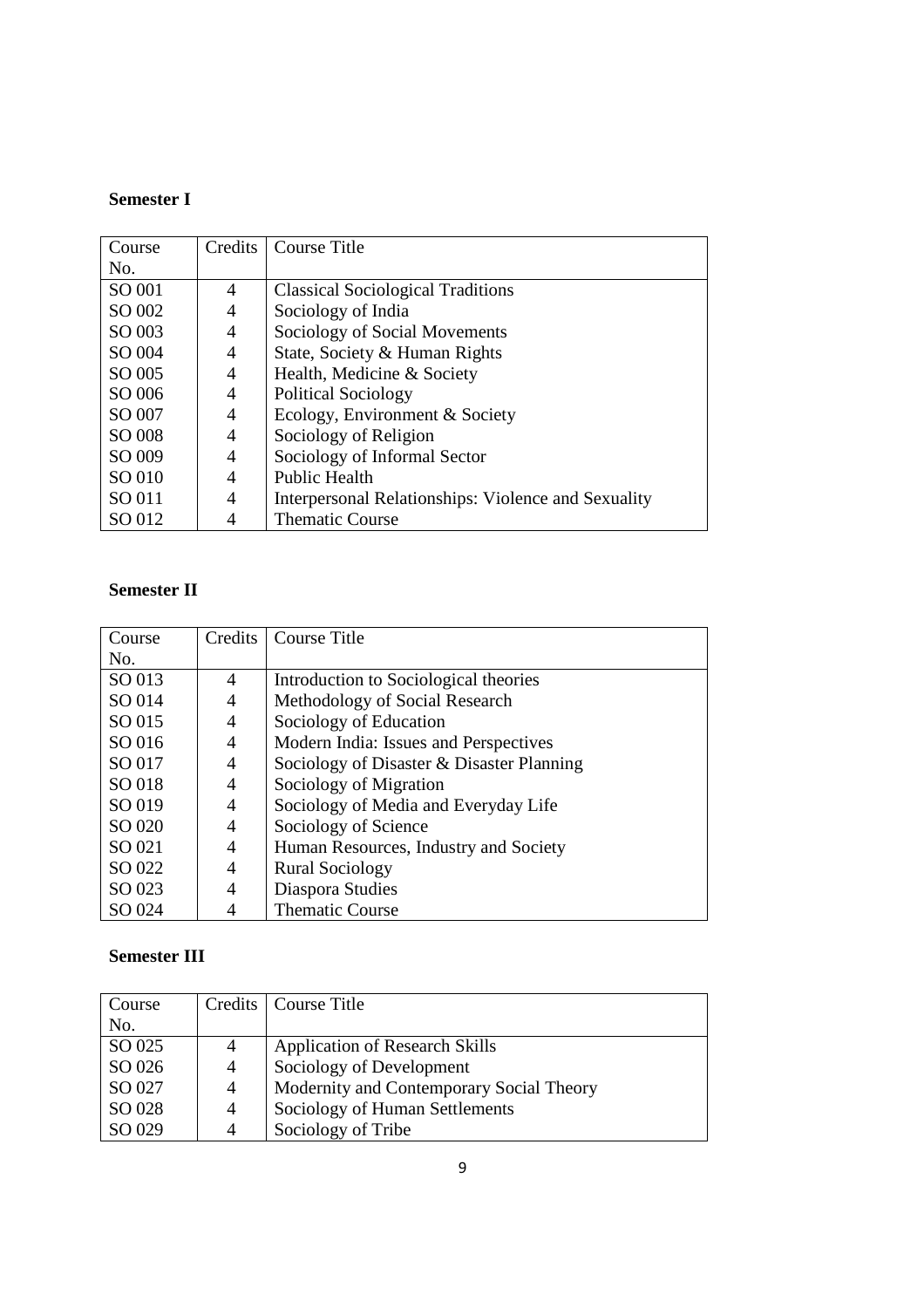**Semester I**

| Course No. | Credits | Course Title |
|---|---|---|
| SO 001 | 4 | Classical Sociological Traditions |
| SO 002 | 4 | Sociology of India |
| SO 003 | 4 | Sociology of Social Movements |
| SO 004 | 4 | State, Society & Human Rights |
| SO 005 | 4 | Health, Medicine & Society |
| SO 006 | 4 | Political Sociology |
| SO 007 | 4 | Ecology, Environment & Society |
| SO 008 | 4 | Sociology of Religion |
| SO 009 | 4 | Sociology of Informal Sector |
| SO 010 | 4 | Public Health |
| SO 011 | 4 | Interpersonal Relationships: Violence and Sexuality |
| SO 012 | 4 | Thematic Course |

**Semester II**

| Course No. | Credits | Course Title |
|---|---|---|
| SO 013 | 4 | Introduction to Sociological theories |
| SO 014 | 4 | Methodology of Social Research |
| SO 015 | 4 | Sociology of Education |
| SO 016 | 4 | Modern India: Issues and Perspectives |
| SO 017 | 4 | Sociology of Disaster & Disaster Planning |
| SO 018 | 4 | Sociology of Migration |
| SO 019 | 4 | Sociology of Media and Everyday Life |
| SO 020 | 4 | Sociology of Science |
| SO 021 | 4 | Human Resources, Industry and Society |
| SO 022 | 4 | Rural Sociology |
| SO 023 | 4 | Diaspora Studies |
| SO 024 | 4 | Thematic Course |

**Semester III**

| Course No. | Credits | Course Title |
|---|---|---|
| SO 025 | 4 | Application of Research Skills |
| SO 026 | 4 | Sociology of Development |
| SO 027 | 4 | Modernity and Contemporary Social Theory |
| SO 028 | 4 | Sociology of Human Settlements |
| SO 029 | 4 | Sociology of Tribe |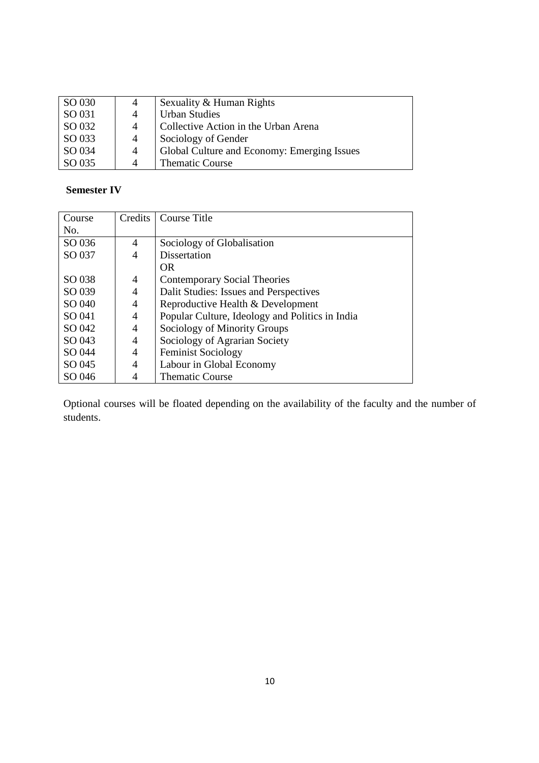| SO 030 | 4 | Sexuality & Human Rights |
|---|---|---|
| SO 031 | 4 | Urban Studies |
| SO 032 | 4 | Collective Action in the Urban Arena |
| SO 033 | 4 | Sociology of Gender |
| SO 034 | 4 | Global Culture and Economy: Emerging Issues |
| SO 035 | 4 | Thematic Course |

**Semester IV**

| Course No. | Credits | Course Title |
|---|---|---|
| SO 036 | 4 | Sociology of Globalisation |
| SO 037 | 4 | Dissertation |
| | | OR |
| SO 038 | 4 | Contemporary Social Theories |
| SO 039 | 4 | Dalit Studies: Issues and Perspectives |
| SO 040 | 4 | Reproductive Health & Development |
| SO 041 | 4 | Popular Culture, Ideology and Politics in India |
| SO 042 | 4 | Sociology of Minority Groups |
| SO 043 | 4 | Sociology of Agrarian Society |
| SO 044 | 4 | Feminist Sociology |
| SO 045 | 4 | Labour in Global Economy |
| SO 046 | 4 | Thematic Course |

Optional courses will be floated depending on the availability of the faculty and the number of students.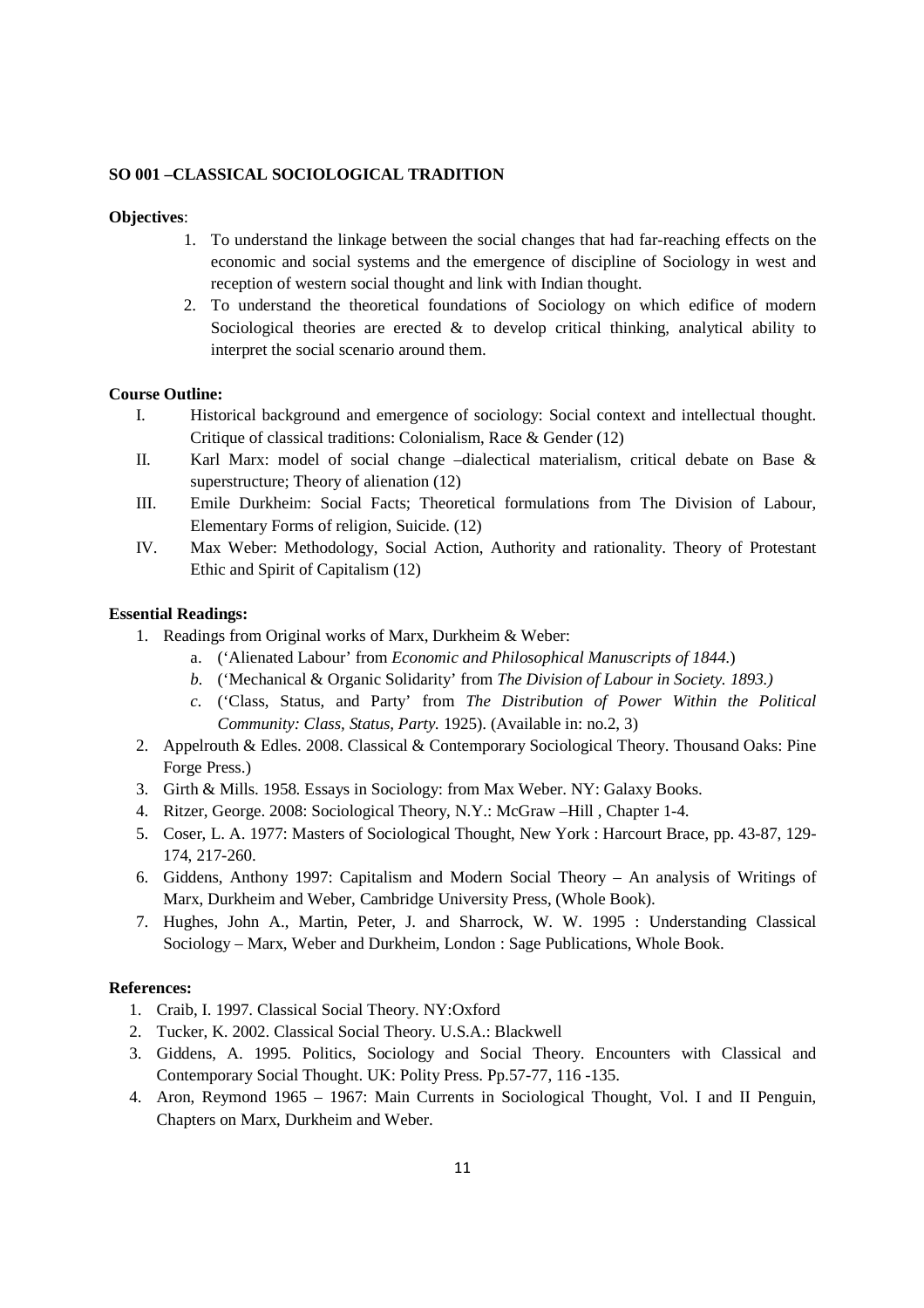**SO 001 –CLASSICAL SOCIOLOGICAL TRADITION**

**Objectives**:

1. To understand the linkage between the social changes that had far-reaching effects on the economic and social systems and the emergence of discipline of Sociology in west and reception of western social thought and link with Indian thought.
2. To understand the theoretical foundations of Sociology on which edifice of modern Sociological theories are erected & to develop critical thinking, analytical ability to interpret the social scenario around them.

**Course Outline:**

I. Historical background and emergence of sociology: Social context and intellectual thought. Critique of classical traditions: Colonialism, Race & Gender (12)

II. Karl Marx: model of social change –dialectical materialism, critical debate on Base & superstructure; Theory of alienation (12)

III. Emile Durkheim: Social Facts; Theoretical formulations from The Division of Labour, Elementary Forms of religion, Suicide. (12)

IV. Max Weber: Methodology, Social Action, Authority and rationality. Theory of Protestant Ethic and Spirit of Capitalism (12)

**Essential Readings:**

1. Readings from Original works of Marx, Durkheim & Weber:
   a. ('Alienated Labour' from *Economic and Philosophical Manuscripts of 1844.*)
   b. ('Mechanical & Organic Solidarity' from *The Division of Labour in Society. 1893.)*
   c. ('Class, Status, and Party' from *The Distribution of Power Within the Political Community: Class, Status, Party.* 1925). (Available in: no.2, 3)
2. Appelrouth & Edles. 2008. Classical & Contemporary Sociological Theory. Thousand Oaks: Pine Forge Press.)
3. Girth & Mills. 1958. Essays in Sociology: from Max Weber. NY: Galaxy Books.
4. Ritzer, George. 2008: Sociological Theory, N.Y.: McGraw –Hill , Chapter 1-4.
5. Coser, L. A. 1977: Masters of Sociological Thought, New York : Harcourt Brace, pp. 43-87, 129-174, 217-260.
6. Giddens, Anthony 1997: Capitalism and Modern Social Theory – An analysis of Writings of Marx, Durkheim and Weber, Cambridge University Press, (Whole Book).
7. Hughes, John A., Martin, Peter, J. and Sharrock, W. W. 1995 : Understanding Classical Sociology – Marx, Weber and Durkheim, London : Sage Publications, Whole Book.

**References:**

1. Craib, I. 1997. Classical Social Theory. NY:Oxford
2. Tucker, K. 2002. Classical Social Theory. U.S.A.: Blackwell
3. Giddens, A. 1995. Politics, Sociology and Social Theory. Encounters with Classical and Contemporary Social Thought. UK: Polity Press. Pp.57-77, 116 -135.
4. Aron, Reymond 1965 – 1967: Main Currents in Sociological Thought, Vol. I and II Penguin, Chapters on Marx, Durkheim and Weber.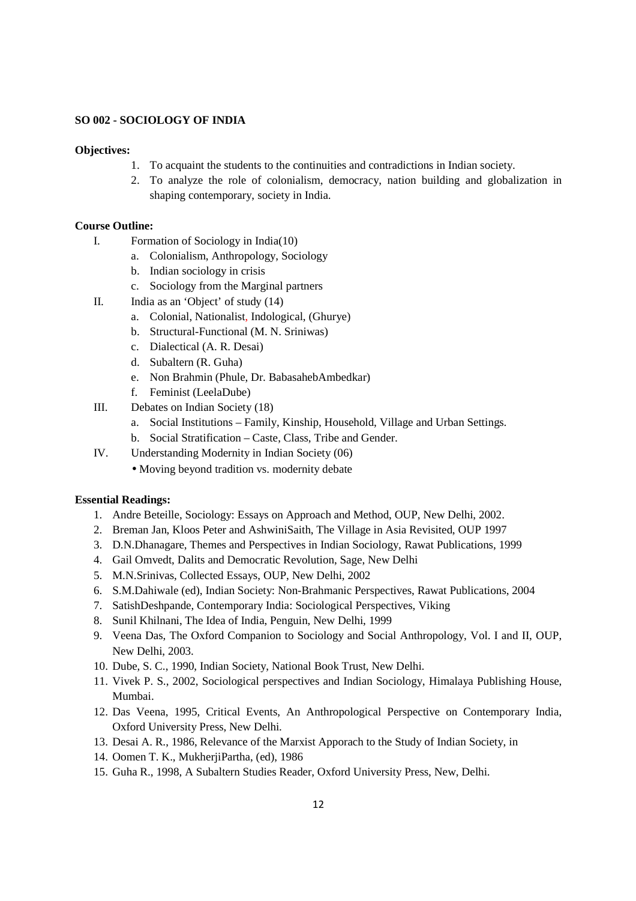**SO 002 - SOCIOLOGY OF INDIA**

**Objectives:**

1. To acquaint the students to the continuities and contradictions in Indian society.
2. To analyze the role of colonialism, democracy, nation building and globalization in shaping contemporary, society in India.

**Course Outline:**

I. Formation of Sociology in India(10)
   a. Colonialism, Anthropology, Sociology
   b. Indian sociology in crisis
   c. Sociology from the Marginal partners

II. India as an 'Object' of study (14)
   a. Colonial, Nationalist, Indological, (Ghurye)
   b. Structural-Functional (M. N. Sriniwas)
   c. Dialectical (A. R. Desai)
   d. Subaltern (R. Guha)
   e. Non Brahmin (Phule, Dr. BabasahebAmbedkar)
   f. Feminist (LeelaDube)

III. Debates on Indian Society (18)
   a. Social Institutions – Family, Kinship, Household, Village and Urban Settings.
   b. Social Stratification – Caste, Class, Tribe and Gender.

IV. Understanding Modernity in Indian Society (06)
   - Moving beyond tradition vs. modernity debate

**Essential Readings:**

1. Andre Beteille, Sociology: Essays on Approach and Method, OUP, New Delhi, 2002.
2. Breman Jan, Kloos Peter and AshwiniSaith, The Village in Asia Revisited, OUP 1997
3. D.N.Dhanagare, Themes and Perspectives in Indian Sociology, Rawat Publications, 1999
4. Gail Omvedt, Dalits and Democratic Revolution, Sage, New Delhi
5. M.N.Srinivas, Collected Essays, OUP, New Delhi, 2002
6. S.M.Dahiwale (ed), Indian Society: Non-Brahmanic Perspectives, Rawat Publications, 2004
7. SatishDeshpande, Contemporary India: Sociological Perspectives, Viking
8. Sunil Khilnani, The Idea of India, Penguin, New Delhi, 1999
9. Veena Das, The Oxford Companion to Sociology and Social Anthropology, Vol. I and II, OUP, New Delhi, 2003.
10. Dube, S. C., 1990, Indian Society, National Book Trust, New Delhi.
11. Vivek P. S., 2002, Sociological perspectives and Indian Sociology, Himalaya Publishing House, Mumbai.
12. Das Veena, 1995, Critical Events, An Anthropological Perspective on Contemporary India, Oxford University Press, New Delhi.
13. Desai A. R., 1986, Relevance of the Marxist Apporach to the Study of Indian Society, in
14. Oomen T. K., MukherjiPartha, (ed), 1986
15. Guha R., 1998, A Subaltern Studies Reader, Oxford University Press, New, Delhi.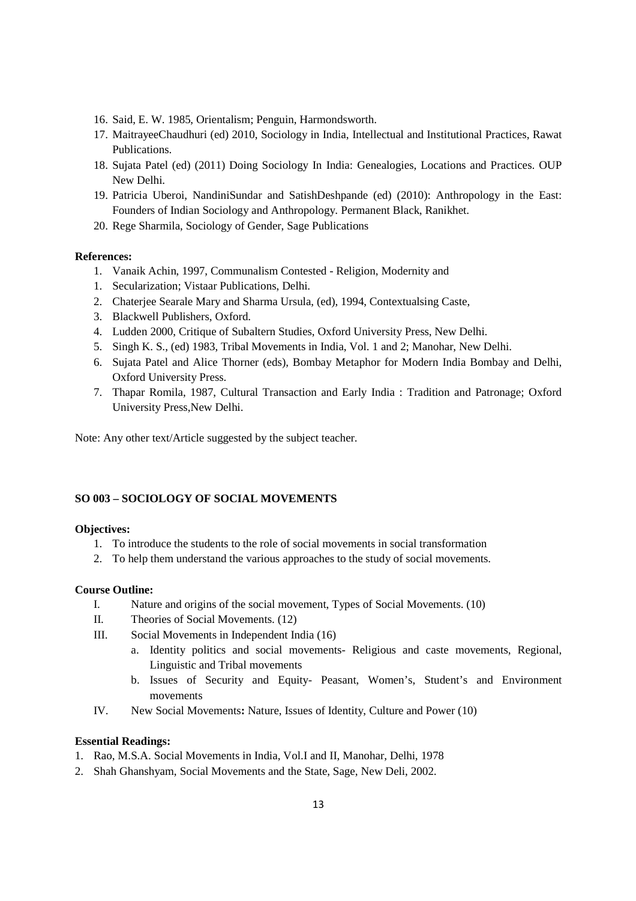16. Said, E. W. 1985, Orientalism; Penguin, Harmondsworth.
17. MaitrayeeChaudhuri (ed) 2010, Sociology in India, Intellectual and Institutional Practices, Rawat Publications.
18. Sujata Patel (ed) (2011) Doing Sociology In India: Genealogies, Locations and Practices. OUP New Delhi.
19. Patricia Uberoi, NandiniSundar and SatishDeshpande (ed) (2010): Anthropology in the East: Founders of Indian Sociology and Anthropology. Permanent Black, Ranikhet.
20. Rege Sharmila, Sociology of Gender, Sage Publications

**References:**

1. Vanaik Achin, 1997, Communalism Contested - Religion, Modernity and
1. Secularization; Vistaar Publications, Delhi.
2. Chaterjee Searale Mary and Sharma Ursula, (ed), 1994, Contextualsing Caste,
3. Blackwell Publishers, Oxford.
4. Ludden 2000, Critique of Subaltern Studies, Oxford University Press, New Delhi.
5. Singh K. S., (ed) 1983, Tribal Movements in India, Vol. 1 and 2; Manohar, New Delhi.
6. Sujata Patel and Alice Thorner (eds), Bombay Metaphor for Modern India Bombay and Delhi, Oxford University Press.
7. Thapar Romila, 1987, Cultural Transaction and Early India : Tradition and Patronage; Oxford University Press,New Delhi.

Note: Any other text/Article suggested by the subject teacher.

### SO 003 – SOCIOLOGY OF SOCIAL MOVEMENTS

**Objectives:**

1. To introduce the students to the role of social movements in social transformation
2. To help them understand the various approaches to the study of social movements.

**Course Outline:**

I. Nature and origins of the social movement, Types of Social Movements. (10)

II. Theories of Social Movements. (12)

III. Social Movements in Independent India (16)

   a. Identity politics and social movements- Religious and caste movements, Regional, Linguistic and Tribal movements
   b. Issues of Security and Equity- Peasant, Women's, Student's and Environment movements

IV. New Social Movements**:** Nature, Issues of Identity, Culture and Power (10)

**Essential Readings:**

1. Rao, M.S.A. Social Movements in India, Vol.I and II, Manohar, Delhi, 1978
2. Shah Ghanshyam, Social Movements and the State, Sage, New Deli, 2002.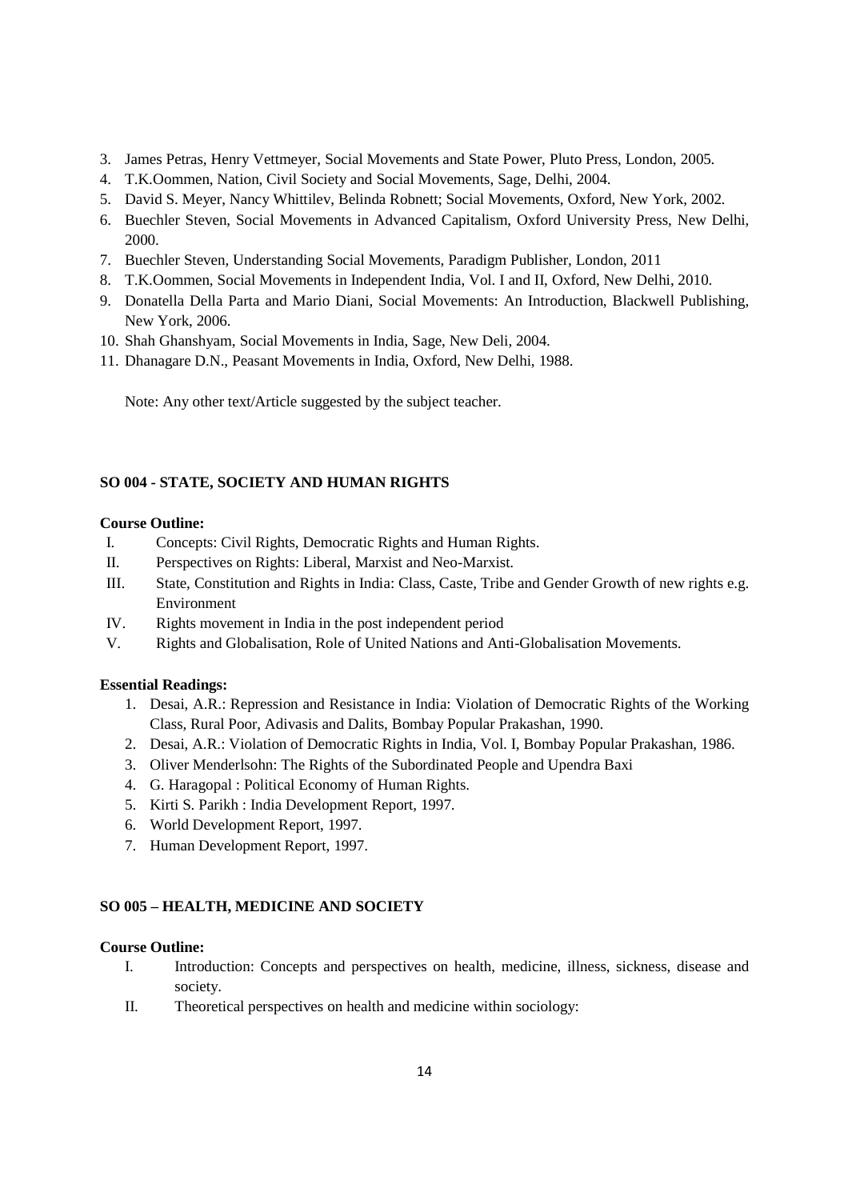3. James Petras, Henry Vettmeyer, Social Movements and State Power, Pluto Press, London, 2005.
4. T.K.Oommen, Nation, Civil Society and Social Movements, Sage, Delhi, 2004.
5. David S. Meyer, Nancy Whittilev, Belinda Robnett; Social Movements, Oxford, New York, 2002.
6. Buechler Steven, Social Movements in Advanced Capitalism, Oxford University Press, New Delhi, 2000.
7. Buechler Steven, Understanding Social Movements, Paradigm Publisher, London, 2011
8. T.K.Oommen, Social Movements in Independent India, Vol. I and II, Oxford, New Delhi, 2010.
9. Donatella Della Parta and Mario Diani, Social Movements: An Introduction, Blackwell Publishing, New York, 2006.
10. Shah Ghanshyam, Social Movements in India, Sage, New Deli, 2004.
11. Dhanagare D.N., Peasant Movements in India, Oxford, New Delhi, 1988.

Note: Any other text/Article suggested by the subject teacher.

### SO 004 - STATE, SOCIETY AND HUMAN RIGHTS

**Course Outline:**

I. Concepts: Civil Rights, Democratic Rights and Human Rights.
II. Perspectives on Rights: Liberal, Marxist and Neo-Marxist.
III. State, Constitution and Rights in India: Class, Caste, Tribe and Gender Growth of new rights e.g. Environment
IV. Rights movement in India in the post independent period
V. Rights and Globalisation, Role of United Nations and Anti-Globalisation Movements.

**Essential Readings:**

1. Desai, A.R.: Repression and Resistance in India: Violation of Democratic Rights of the Working Class, Rural Poor, Adivasis and Dalits, Bombay Popular Prakashan, 1990.
2. Desai, A.R.: Violation of Democratic Rights in India, Vol. I, Bombay Popular Prakashan, 1986.
3. Oliver Menderlsohn: The Rights of the Subordinated People and Upendra Baxi
4. G. Haragopal : Political Economy of Human Rights.
5. Kirti S. Parikh : India Development Report, 1997.
6. World Development Report, 1997.
7. Human Development Report, 1997.

### SO 005 – HEALTH, MEDICINE AND SOCIETY

**Course Outline:**

I. Introduction: Concepts and perspectives on health, medicine, illness, sickness, disease and society.
II. Theoretical perspectives on health and medicine within sociology: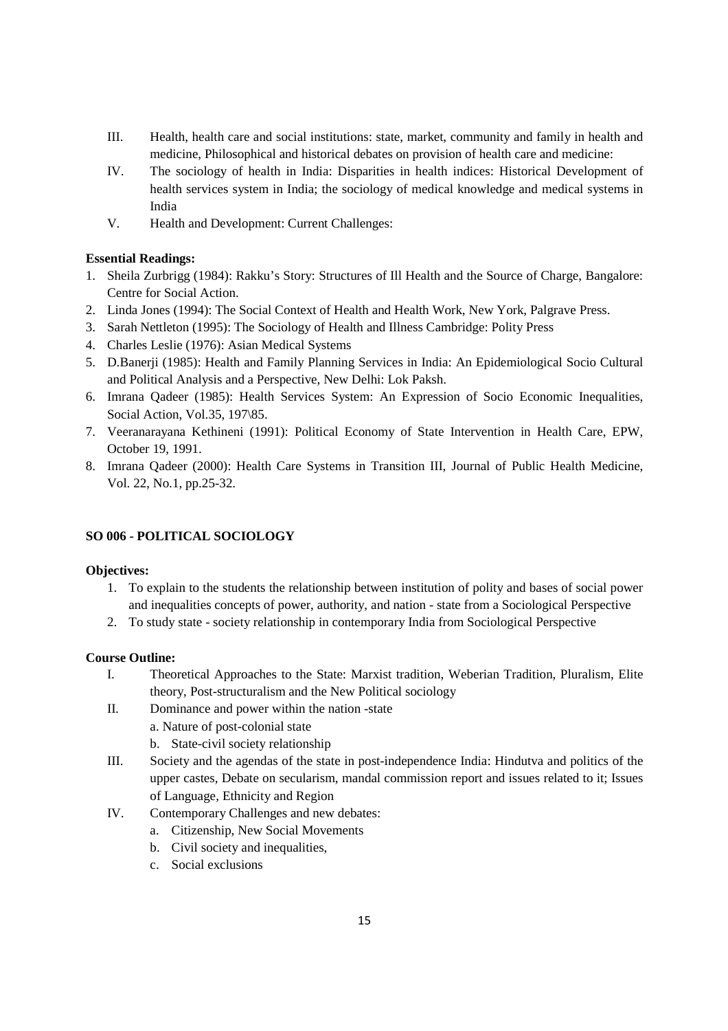III. Health, health care and social institutions: state, market, community and family in health and medicine, Philosophical and historical debates on provision of health care and medicine:

IV. The sociology of health in India: Disparities in health indices: Historical Development of health services system in India; the sociology of medical knowledge and medical systems in India

V. Health and Development: Current Challenges:

**Essential Readings:**

1. Sheila Zurbrigg (1984): Rakku's Story: Structures of Ill Health and the Source of Charge, Bangalore: Centre for Social Action.
2. Linda Jones (1994): The Social Context of Health and Health Work, New York, Palgrave Press.
3. Sarah Nettleton (1995): The Sociology of Health and Illness Cambridge: Polity Press
4. Charles Leslie (1976): Asian Medical Systems
5. D.Banerji (1985): Health and Family Planning Services in India: An Epidemiological Socio Cultural and Political Analysis and a Perspective, New Delhi: Lok Paksh.
6. Imrana Qadeer (1985): Health Services System: An Expression of Socio Economic Inequalities, Social Action, Vol.35, 197\85.
7. Veeranarayana Kethineni (1991): Political Economy of State Intervention in Health Care, EPW, October 19, 1991.
8. Imrana Qadeer (2000): Health Care Systems in Transition III, Journal of Public Health Medicine, Vol. 22, No.1, pp.25-32.

## SO 006 - POLITICAL SOCIOLOGY

**Objectives:**

1. To explain to the students the relationship between institution of polity and bases of social power and inequalities concepts of power, authority, and nation - state from a Sociological Perspective
2. To study state - society relationship in contemporary India from Sociological Perspective

**Course Outline:**

I. Theoretical Approaches to the State: Marxist tradition, Weberian Tradition, Pluralism, Elite theory, Post-structuralism and the New Political sociology

II. Dominance and power within the nation -state
   - a. Nature of post-colonial state
   - b. State-civil society relationship

III. Society and the agendas of the state in post-independence India: Hindutva and politics of the upper castes, Debate on secularism, mandal commission report and issues related to it; Issues of Language, Ethnicity and Region

IV. Contemporary Challenges and new debates:
   - a. Citizenship, New Social Movements
   - b. Civil society and inequalities,
   - c. Social exclusions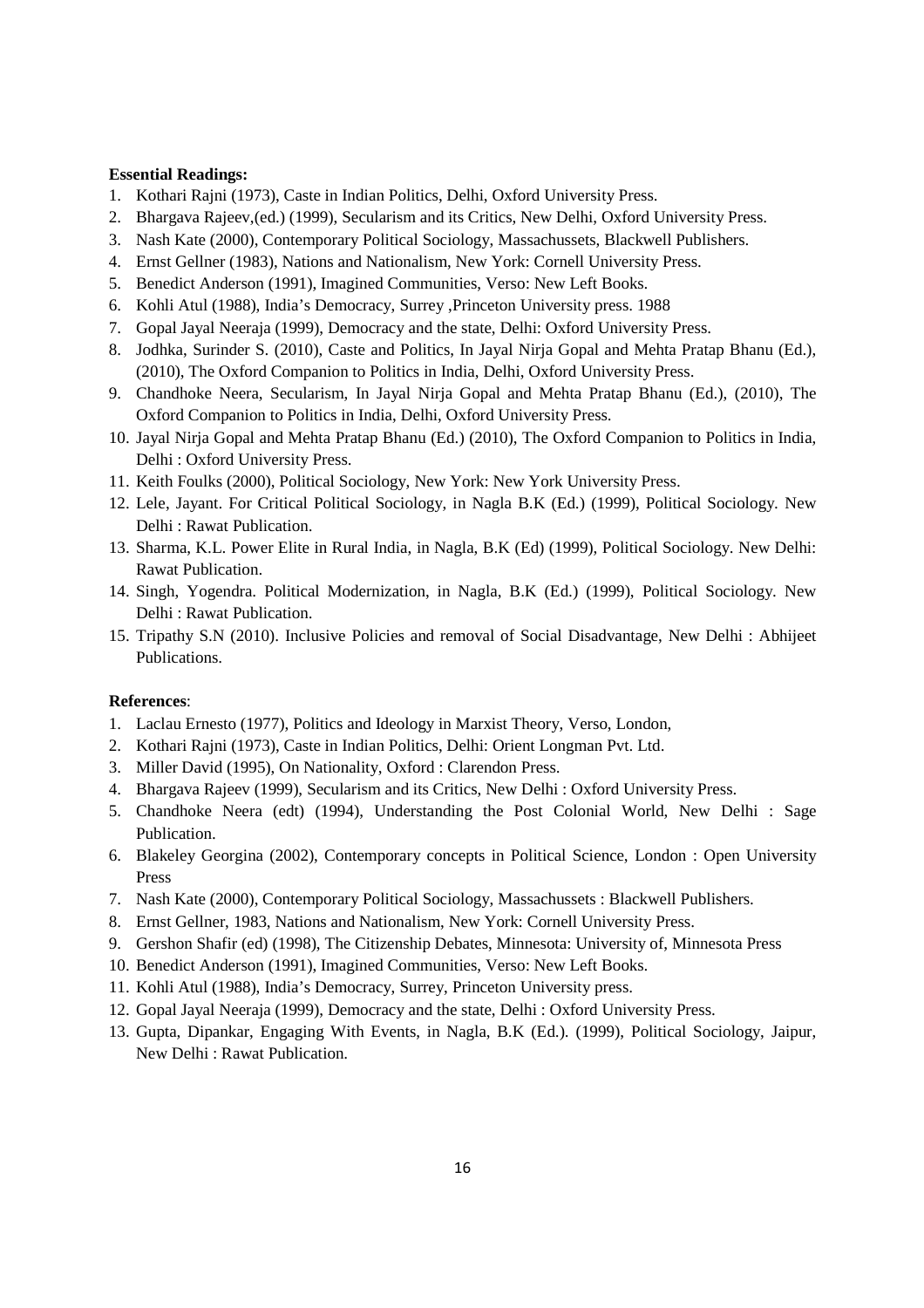**Essential Readings:**

1. Kothari Rajni (1973), Caste in Indian Politics, Delhi, Oxford University Press.
2. Bhargava Rajeev,(ed.) (1999), Secularism and its Critics, New Delhi, Oxford University Press.
3. Nash Kate (2000), Contemporary Political Sociology, Massachussets, Blackwell Publishers.
4. Ernst Gellner (1983), Nations and Nationalism, New York: Cornell University Press.
5. Benedict Anderson (1991), Imagined Communities, Verso: New Left Books.
6. Kohli Atul (1988), India's Democracy, Surrey ,Princeton University press. 1988
7. Gopal Jayal Neeraja (1999), Democracy and the state, Delhi: Oxford University Press.
8. Jodhka, Surinder S. (2010), Caste and Politics, In Jayal Nirja Gopal and Mehta Pratap Bhanu (Ed.), (2010), The Oxford Companion to Politics in India, Delhi, Oxford University Press.
9. Chandhoke Neera, Secularism, In Jayal Nirja Gopal and Mehta Pratap Bhanu (Ed.), (2010), The Oxford Companion to Politics in India, Delhi, Oxford University Press.
10. Jayal Nirja Gopal and Mehta Pratap Bhanu (Ed.) (2010), The Oxford Companion to Politics in India, Delhi : Oxford University Press.
11. Keith Foulks (2000), Political Sociology, New York: New York University Press.
12. Lele, Jayant. For Critical Political Sociology, in Nagla B.K (Ed.) (1999), Political Sociology. New Delhi : Rawat Publication.
13. Sharma, K.L. Power Elite in Rural India, in Nagla, B.K (Ed) (1999), Political Sociology. New Delhi: Rawat Publication.
14. Singh, Yogendra. Political Modernization, in Nagla, B.K (Ed.) (1999), Political Sociology. New Delhi : Rawat Publication.
15. Tripathy S.N (2010). Inclusive Policies and removal of Social Disadvantage, New Delhi : Abhijeet Publications.

**References**:

1. Laclau Ernesto (1977), Politics and Ideology in Marxist Theory, Verso, London,
2. Kothari Rajni (1973), Caste in Indian Politics, Delhi: Orient Longman Pvt. Ltd.
3. Miller David (1995), On Nationality, Oxford : Clarendon Press.
4. Bhargava Rajeev (1999), Secularism and its Critics, New Delhi : Oxford University Press.
5. Chandhoke Neera (edt) (1994), Understanding the Post Colonial World, New Delhi : Sage Publication.
6. Blakeley Georgina (2002), Contemporary concepts in Political Science, London : Open University Press
7. Nash Kate (2000), Contemporary Political Sociology, Massachussets : Blackwell Publishers.
8. Ernst Gellner, 1983, Nations and Nationalism, New York: Cornell University Press.
9. Gershon Shafir (ed) (1998), The Citizenship Debates, Minnesota: University of, Minnesota Press
10. Benedict Anderson (1991), Imagined Communities, Verso: New Left Books.
11. Kohli Atul (1988), India's Democracy, Surrey, Princeton University press.
12. Gopal Jayal Neeraja (1999), Democracy and the state, Delhi : Oxford University Press.
13. Gupta, Dipankar, Engaging With Events, in Nagla, B.K (Ed.). (1999), Political Sociology, Jaipur, New Delhi : Rawat Publication.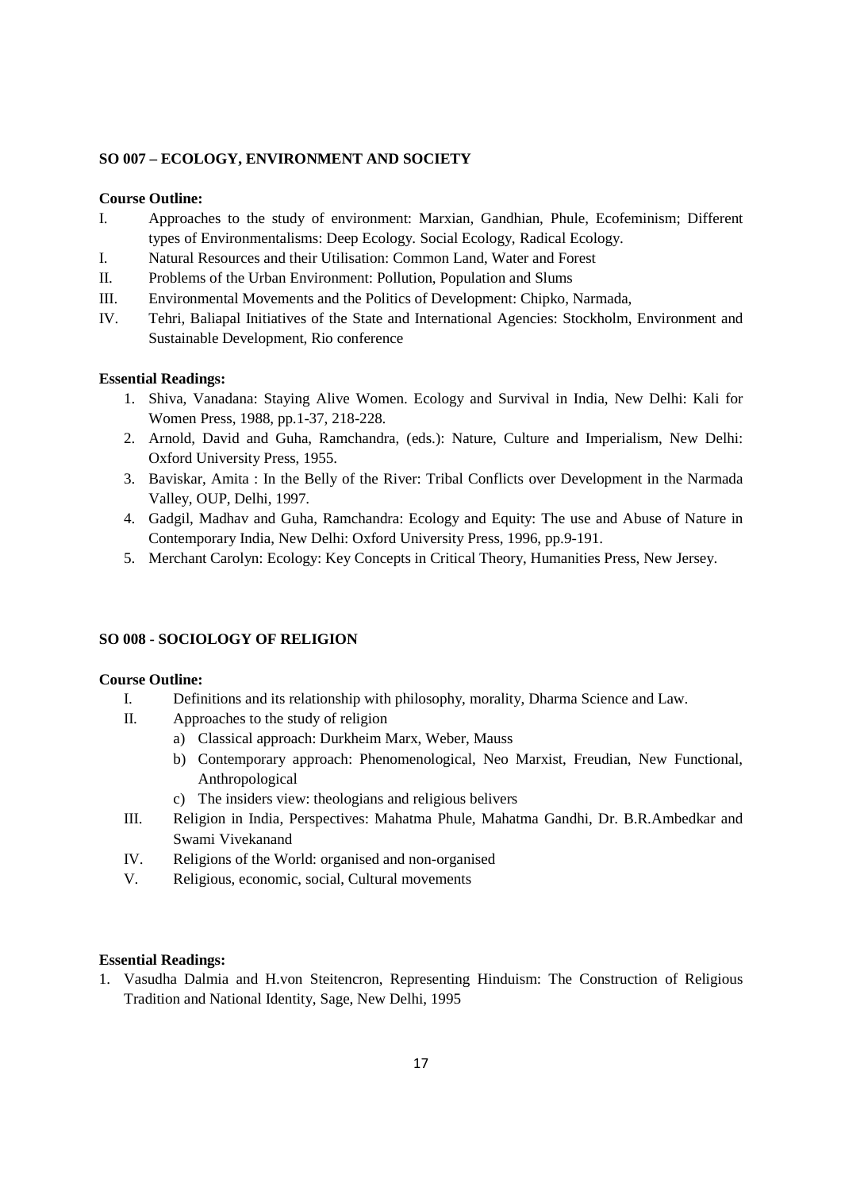### SO 007 – ECOLOGY, ENVIRONMENT AND SOCIETY

**Course Outline:**

I. Approaches to the study of environment: Marxian, Gandhian, Phule, Ecofeminism; Different types of Environmentalisms: Deep Ecology. Social Ecology, Radical Ecology.

I. Natural Resources and their Utilisation: Common Land, Water and Forest

II. Problems of the Urban Environment: Pollution, Population and Slums

III. Environmental Movements and the Politics of Development: Chipko, Narmada,

IV. Tehri, Baliapal Initiatives of the State and International Agencies: Stockholm, Environment and Sustainable Development, Rio conference

**Essential Readings:**

1. Shiva, Vanadana: Staying Alive Women. Ecology and Survival in India, New Delhi: Kali for Women Press, 1988, pp.1-37, 218-228.
2. Arnold, David and Guha, Ramchandra, (eds.): Nature, Culture and Imperialism, New Delhi: Oxford University Press, 1955.
3. Baviskar, Amita : In the Belly of the River: Tribal Conflicts over Development in the Narmada Valley, OUP, Delhi, 1997.
4. Gadgil, Madhav and Guha, Ramchandra: Ecology and Equity: The use and Abuse of Nature in Contemporary India, New Delhi: Oxford University Press, 1996, pp.9-191.
5. Merchant Carolyn: Ecology: Key Concepts in Critical Theory, Humanities Press, New Jersey.

### SO 008 - SOCIOLOGY OF RELIGION

**Course Outline:**

I. Definitions and its relationship with philosophy, morality, Dharma Science and Law.

II. Approaches to the study of religion
   - a) Classical approach: Durkheim Marx, Weber, Mauss
   - b) Contemporary approach: Phenomenological, Neo Marxist, Freudian, New Functional, Anthropological
   - c) The insiders view: theologians and religious belivers

III. Religion in India, Perspectives: Mahatma Phule, Mahatma Gandhi, Dr. B.R.Ambedkar and Swami Vivekanand

IV. Religions of the World: organised and non-organised

V. Religious, economic, social, Cultural movements

**Essential Readings:**

1. Vasudha Dalmia and H.von Steitencron, Representing Hinduism: The Construction of Religious Tradition and National Identity, Sage, New Delhi, 1995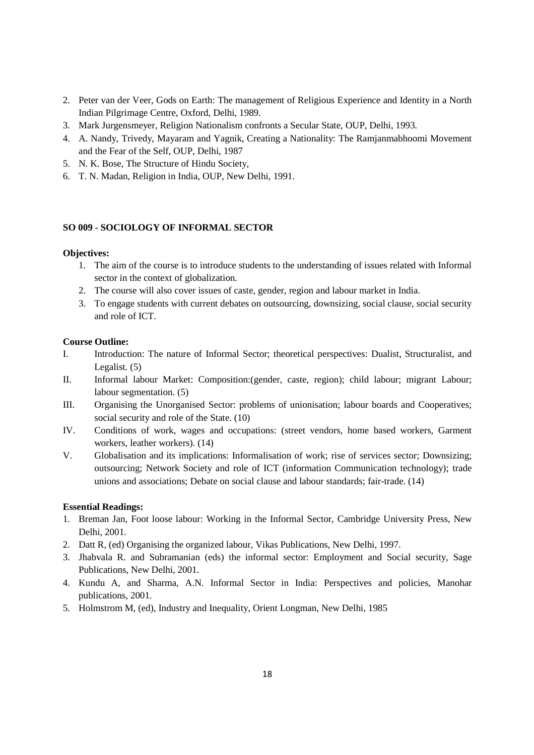2. Peter van der Veer, Gods on Earth: The management of Religious Experience and Identity in a North Indian Pilgrimage Centre, Oxford, Delhi, 1989.
3. Mark Jurgensmeyer, Religion Nationalism confronts a Secular State, OUP, Delhi, 1993.
4. A. Nandy, Trivedy, Mayaram and Yagnik, Creating a Nationality: The Ramjanmabhoomi Movement and the Fear of the Self, OUP, Delhi, 1987
5. N. K. Bose, The Structure of Hindu Society,
6. T. N. Madan, Religion in India, OUP, New Delhi, 1991.

## SO 009 - SOCIOLOGY OF INFORMAL SECTOR

**Objectives:**

1. The aim of the course is to introduce students to the understanding of issues related with Informal sector in the context of globalization.
2. The course will also cover issues of caste, gender, region and labour market in India.
3. To engage students with current debates on outsourcing, downsizing, social clause, social security and role of ICT.

**Course Outline:**

I. Introduction: The nature of Informal Sector; theoretical perspectives: Dualist, Structuralist, and Legalist. (5)

II. Informal labour Market: Composition:(gender, caste, region); child labour; migrant Labour; labour segmentation. (5)

III. Organising the Unorganised Sector: problems of unionisation; labour boards and Cooperatives; social security and role of the State. (10)

IV. Conditions of work, wages and occupations: (street vendors, home based workers, Garment workers, leather workers). (14)

V. Globalisation and its implications: Informalisation of work; rise of services sector; Downsizing; outsourcing; Network Society and role of ICT (information Communication technology); trade unions and associations; Debate on social clause and labour standards; fair-trade. (14)

**Essential Readings:**

1. Breman Jan, Foot loose labour: Working in the Informal Sector, Cambridge University Press, New Delhi, 2001.
2. Datt R, (ed) Organising the organized labour, Vikas Publications, New Delhi, 1997.
3. Jhabvala R. and Subramanian (eds) the informal sector: Employment and Social security, Sage Publications, New Delhi, 2001.
4. Kundu A, and Sharma, A.N. Informal Sector in India: Perspectives and policies, Manohar publications, 2001.
5. Holmstrom M, (ed), Industry and Inequality, Orient Longman, New Delhi, 1985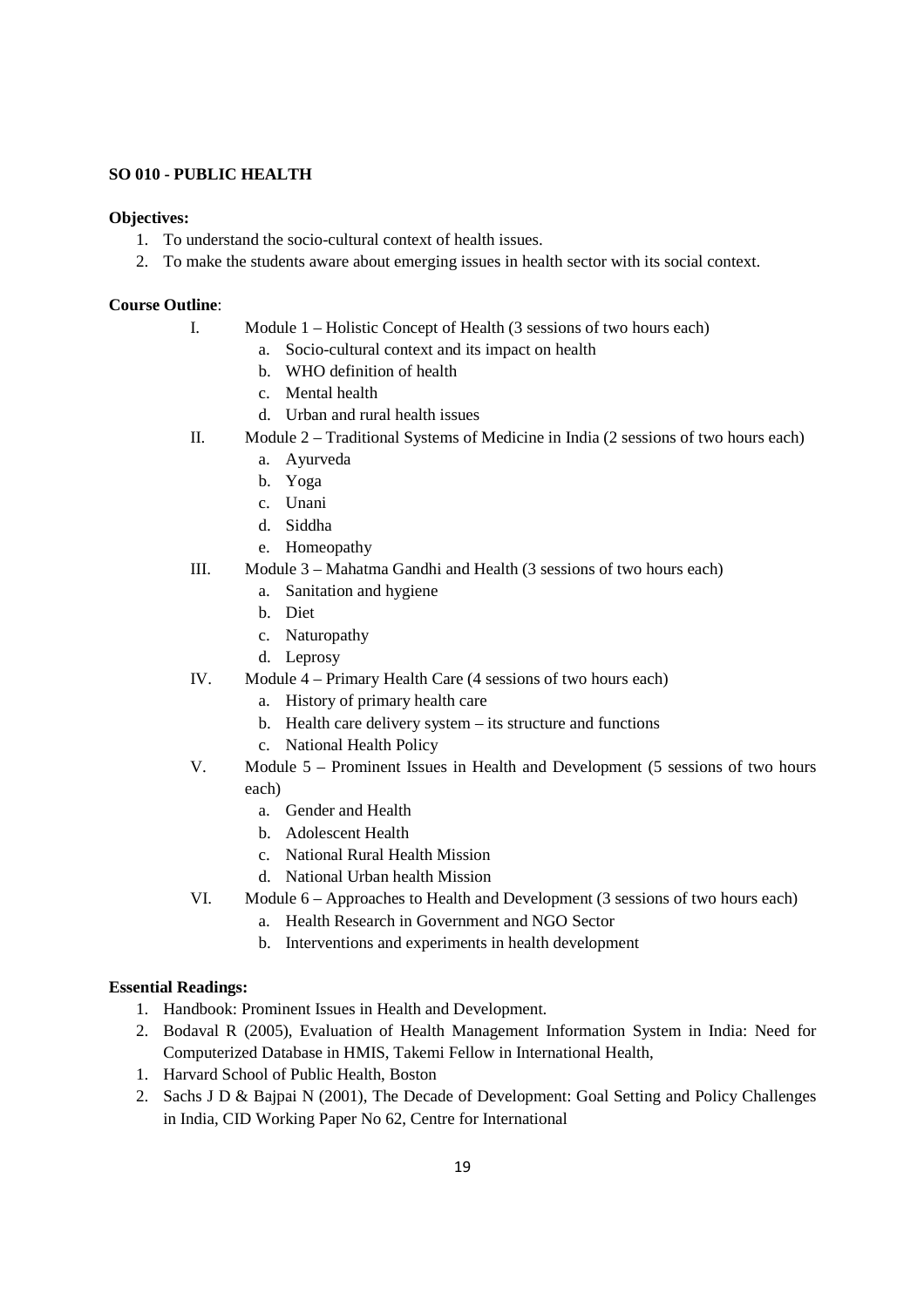**SO 010 - PUBLIC HEALTH**

**Objectives:**

1. To understand the socio-cultural context of health issues.
2. To make the students aware about emerging issues in health sector with its social context.

**Course Outline**:

I. Module 1 – Holistic Concept of Health (3 sessions of two hours each)
   a. Socio-cultural context and its impact on health
   b. WHO definition of health
   c. Mental health
   d. Urban and rural health issues

II. Module 2 – Traditional Systems of Medicine in India (2 sessions of two hours each)
   a. Ayurveda
   b. Yoga
   c. Unani
   d. Siddha
   e. Homeopathy

III. Module 3 – Mahatma Gandhi and Health (3 sessions of two hours each)
   a. Sanitation and hygiene
   b. Diet
   c. Naturopathy
   d. Leprosy

IV. Module 4 – Primary Health Care (4 sessions of two hours each)
   a. History of primary health care
   b. Health care delivery system – its structure and functions
   c. National Health Policy

V. Module 5 – Prominent Issues in Health and Development (5 sessions of two hours each)
   a. Gender and Health
   b. Adolescent Health
   c. National Rural Health Mission
   d. National Urban health Mission

VI. Module 6 – Approaches to Health and Development (3 sessions of two hours each)
   a. Health Research in Government and NGO Sector
   b. Interventions and experiments in health development

**Essential Readings:**

1. Handbook: Prominent Issues in Health and Development.
2. Bodaval R (2005), Evaluation of Health Management Information System in India: Need for Computerized Database in HMIS, Takemi Fellow in International Health,
1. Harvard School of Public Health, Boston
2. Sachs J D & Bajpai N (2001), The Decade of Development: Goal Setting and Policy Challenges in India, CID Working Paper No 62, Centre for International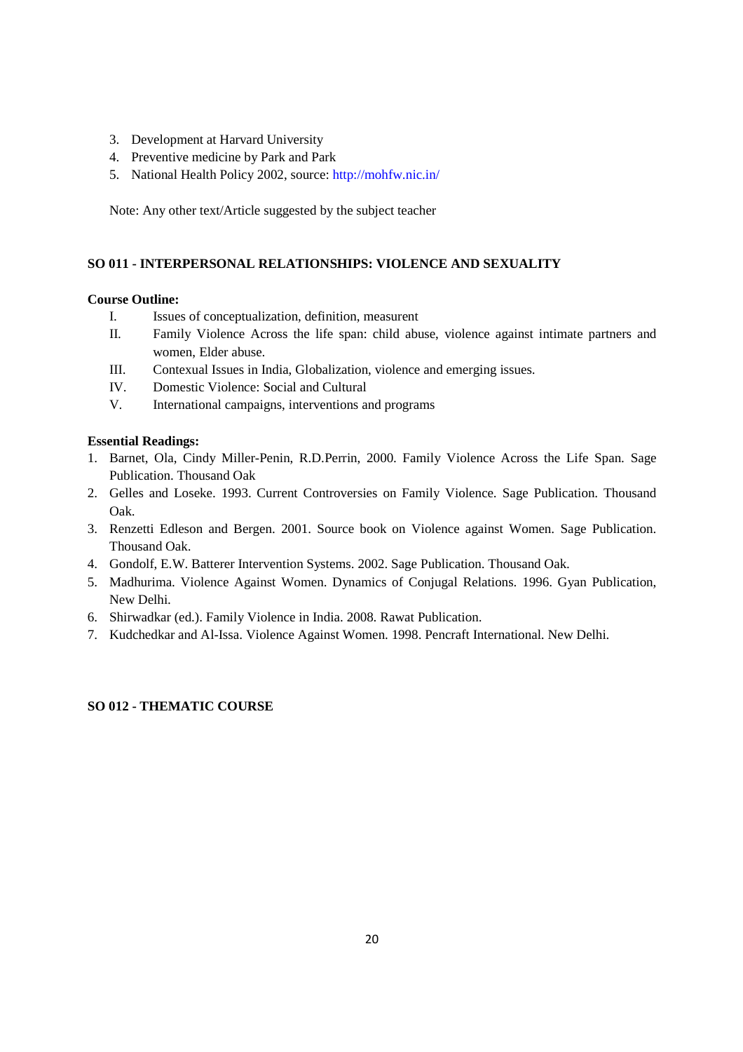3. Development at Harvard University
4. Preventive medicine by Park and Park
5. National Health Policy 2002, source: http://mohfw.nic.in/

Note: Any other text/Article suggested by the subject teacher

## SO 011 - INTERPERSONAL RELATIONSHIPS: VIOLENCE AND SEXUALITY

**Course Outline:**

I. Issues of conceptualization, definition, measurent

II. Family Violence Across the life span: child abuse, violence against intimate partners and women, Elder abuse.

III. Contexual Issues in India, Globalization, violence and emerging issues.

IV. Domestic Violence: Social and Cultural

V. International campaigns, interventions and programs

**Essential Readings:**

1. Barnet, Ola, Cindy Miller-Penin, R.D.Perrin, 2000. Family Violence Across the Life Span. Sage Publication. Thousand Oak
2. Gelles and Loseke. 1993. Current Controversies on Family Violence. Sage Publication. Thousand Oak.
3. Renzetti Edleson and Bergen. 2001. Source book on Violence against Women. Sage Publication. Thousand Oak.
4. Gondolf, E.W. Batterer Intervention Systems. 2002. Sage Publication. Thousand Oak.
5. Madhurima. Violence Against Women. Dynamics of Conjugal Relations. 1996. Gyan Publication, New Delhi.
6. Shirwadkar (ed.). Family Violence in India. 2008. Rawat Publication.
7. Kudchedkar and Al-Issa. Violence Against Women. 1998. Pencraft International. New Delhi.

## SO 012 - THEMATIC COURSE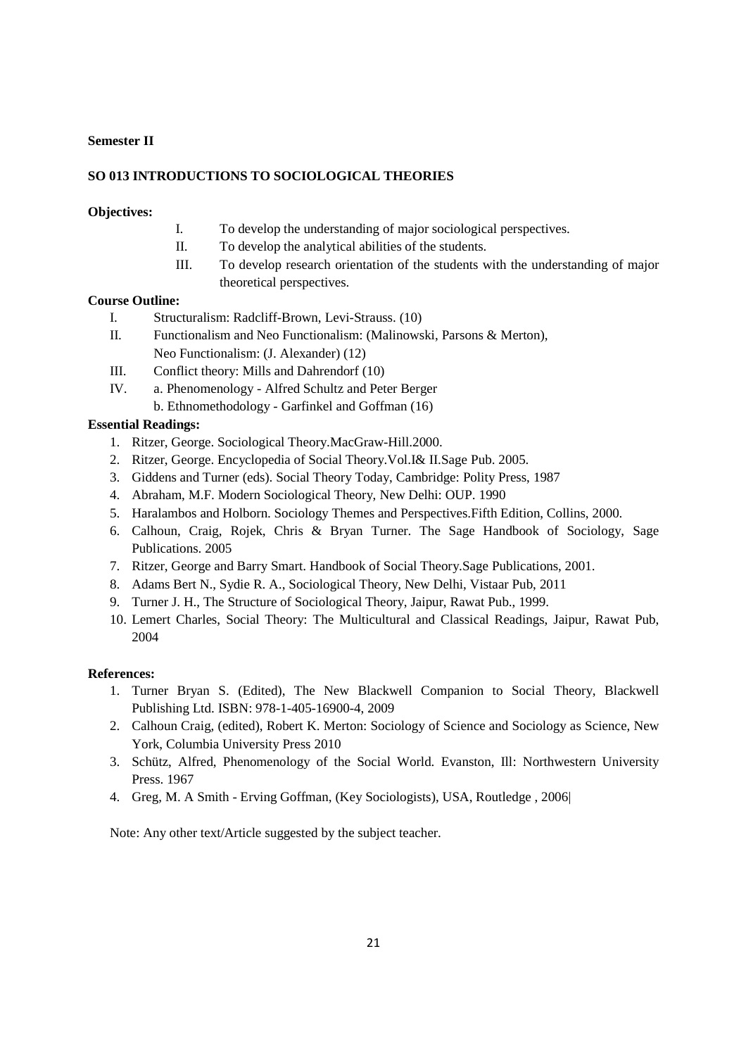**Semester II**

**SO 013 INTRODUCTIONS TO SOCIOLOGICAL THEORIES**

**Objectives:**

I. To develop the understanding of major sociological perspectives.
II. To develop the analytical abilities of the students.
III. To develop research orientation of the students with the understanding of major theoretical perspectives.

**Course Outline:**

I. Structuralism: Radcliff-Brown, Levi-Strauss. (10)
II. Functionalism and Neo Functionalism: (Malinowski, Parsons & Merton), Neo Functionalism: (J. Alexander) (12)
III. Conflict theory: Mills and Dahrendorf (10)
IV. a. Phenomenology - Alfred Schultz and Peter Berger
    b. Ethnomethodology - Garfinkel and Goffman (16)

**Essential Readings:**

1. Ritzer, George. Sociological Theory.MacGraw-Hill.2000.
2. Ritzer, George. Encyclopedia of Social Theory.Vol.I& II.Sage Pub. 2005.
3. Giddens and Turner (eds). Social Theory Today, Cambridge: Polity Press, 1987
4. Abraham, M.F. Modern Sociological Theory, New Delhi: OUP. 1990
5. Haralambos and Holborn. Sociology Themes and Perspectives.Fifth Edition, Collins, 2000.
6. Calhoun, Craig, Rojek, Chris & Bryan Turner. The Sage Handbook of Sociology, Sage Publications. 2005
7. Ritzer, George and Barry Smart. Handbook of Social Theory.Sage Publications, 2001.
8. Adams Bert N., Sydie R. A., Sociological Theory, New Delhi, Vistaar Pub, 2011
9. Turner J. H., The Structure of Sociological Theory, Jaipur, Rawat Pub., 1999.
10. Lemert Charles, Social Theory: The Multicultural and Classical Readings, Jaipur, Rawat Pub, 2004

**References:**

1. Turner Bryan S. (Edited), The New Blackwell Companion to Social Theory, Blackwell Publishing Ltd. ISBN: 978-1-405-16900-4, 2009
2. Calhoun Craig, (edited), Robert K. Merton: Sociology of Science and Sociology as Science, New York, Columbia University Press 2010
3. Schütz, Alfred, Phenomenology of the Social World. Evanston, Ill: Northwestern University Press. 1967
4. Greg, M. A Smith - Erving Goffman, (Key Sociologists), USA, Routledge , 2006|

Note: Any other text/Article suggested by the subject teacher.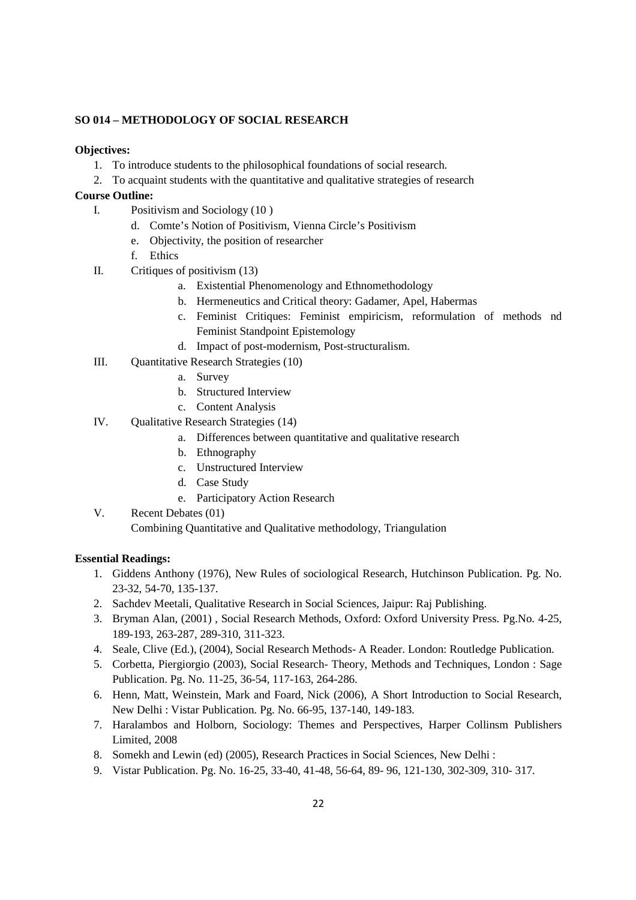**SO 014 – METHODOLOGY OF SOCIAL RESEARCH**

**Objectives:**

1. To introduce students to the philosophical foundations of social research.
2. To acquaint students with the quantitative and qualitative strategies of research

**Course Outline:**

I. Positivism and Sociology (10 )
   - d. Comte's Notion of Positivism, Vienna Circle's Positivism
   - e. Objectivity, the position of researcher
   - f. Ethics

II. Critiques of positivism (13)
   - a. Existential Phenomenology and Ethnomethodology
   - b. Hermeneutics and Critical theory: Gadamer, Apel, Habermas
   - c. Feminist Critiques: Feminist empiricism, reformulation of methods nd Feminist Standpoint Epistemology
   - d. Impact of post-modernism, Post-structuralism.

III. Quantitative Research Strategies (10)
   - a. Survey
   - b. Structured Interview
   - c. Content Analysis

IV. Qualitative Research Strategies (14)
   - a. Differences between quantitative and qualitative research
   - b. Ethnography
   - c. Unstructured Interview
   - d. Case Study
   - e. Participatory Action Research

V. Recent Debates (01)
   Combining Quantitative and Qualitative methodology, Triangulation

**Essential Readings:**

1. Giddens Anthony (1976), New Rules of sociological Research, Hutchinson Publication. Pg. No. 23-32, 54-70, 135-137.
2. Sachdev Meetali, Qualitative Research in Social Sciences, Jaipur: Raj Publishing.
3. Bryman Alan, (2001) , Social Research Methods, Oxford: Oxford University Press. Pg.No. 4-25, 189-193, 263-287, 289-310, 311-323.
4. Seale, Clive (Ed.), (2004), Social Research Methods- A Reader. London: Routledge Publication.
5. Corbetta, Piergiorgio (2003), Social Research- Theory, Methods and Techniques, London : Sage Publication. Pg. No. 11-25, 36-54, 117-163, 264-286.
6. Henn, Matt, Weinstein, Mark and Foard, Nick (2006), A Short Introduction to Social Research, New Delhi : Vistar Publication. Pg. No. 66-95, 137-140, 149-183.
7. Haralambos and Holborn, Sociology: Themes and Perspectives, Harper Collinsm Publishers Limited, 2008
8. Somekh and Lewin (ed) (2005), Research Practices in Social Sciences, New Delhi :
9. Vistar Publication. Pg. No. 16-25, 33-40, 41-48, 56-64, 89- 96, 121-130, 302-309, 310- 317.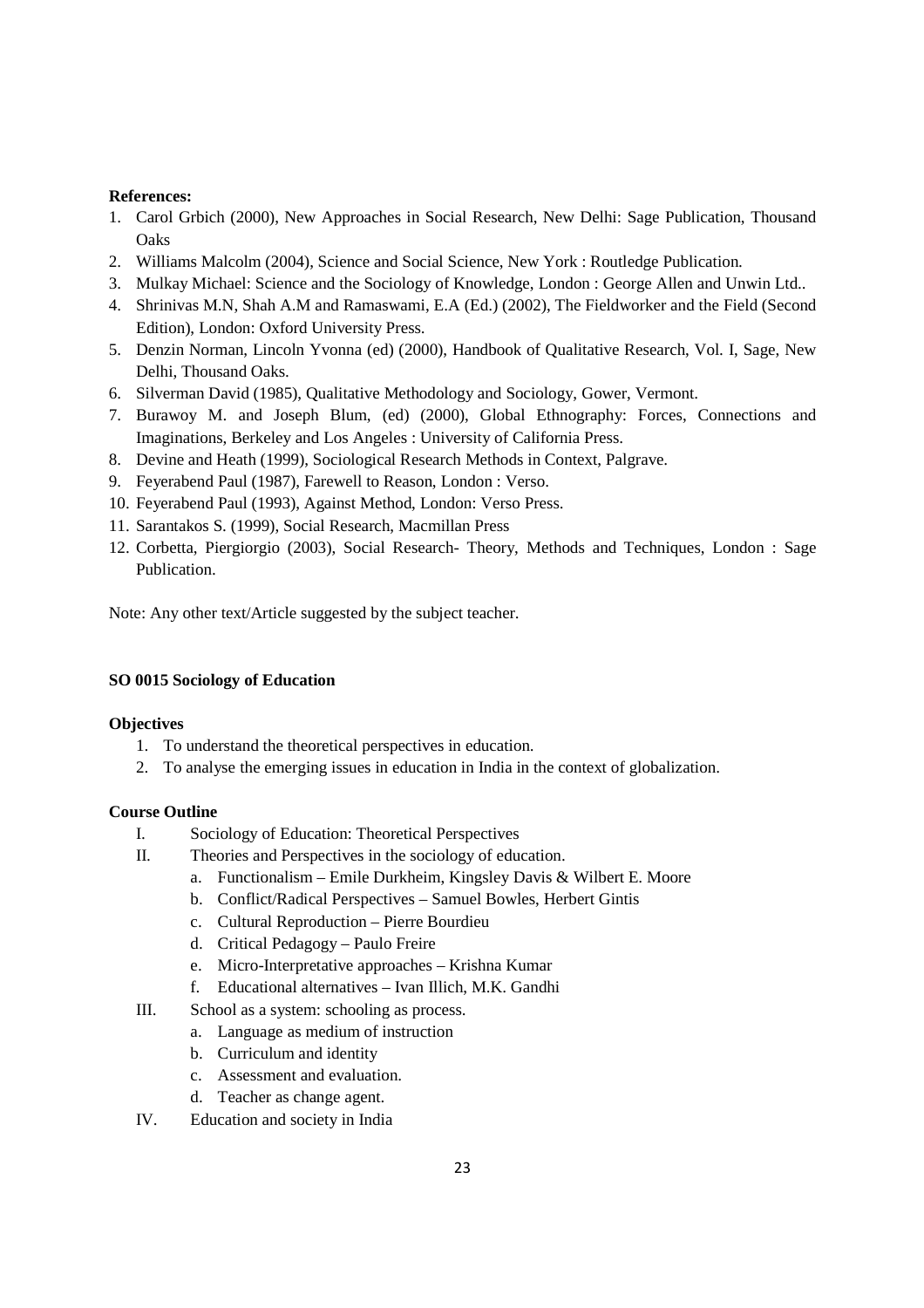**References:**

1. Carol Grbich (2000), New Approaches in Social Research, New Delhi: Sage Publication, Thousand Oaks
2. Williams Malcolm (2004), Science and Social Science, New York : Routledge Publication.
3. Mulkay Michael: Science and the Sociology of Knowledge, London : George Allen and Unwin Ltd..
4. Shrinivas M.N, Shah A.M and Ramaswami, E.A (Ed.) (2002), The Fieldworker and the Field (Second Edition), London: Oxford University Press.
5. Denzin Norman, Lincoln Yvonna (ed) (2000), Handbook of Qualitative Research, Vol. I, Sage, New Delhi, Thousand Oaks.
6. Silverman David (1985), Qualitative Methodology and Sociology, Gower, Vermont.
7. Burawoy M. and Joseph Blum, (ed) (2000), Global Ethnography: Forces, Connections and Imaginations, Berkeley and Los Angeles : University of California Press.
8. Devine and Heath (1999), Sociological Research Methods in Context, Palgrave.
9. Feyerabend Paul (1987), Farewell to Reason, London : Verso.
10. Feyerabend Paul (1993), Against Method, London: Verso Press.
11. Sarantakos S. (1999), Social Research, Macmillan Press
12. Corbetta, Piergiorgio (2003), Social Research- Theory, Methods and Techniques, London : Sage Publication.

Note: Any other text/Article suggested by the subject teacher.

**SO 0015 Sociology of Education**

**Objectives**

1. To understand the theoretical perspectives in education.
2. To analyse the emerging issues in education in India in the context of globalization.

**Course Outline**

I. Sociology of Education: Theoretical Perspectives

II. Theories and Perspectives in the sociology of education.
   a. Functionalism – Emile Durkheim, Kingsley Davis & Wilbert E. Moore
   b. Conflict/Radical Perspectives – Samuel Bowles, Herbert Gintis
   c. Cultural Reproduction – Pierre Bourdieu
   d. Critical Pedagogy – Paulo Freire
   e. Micro-Interpretative approaches – Krishna Kumar
   f. Educational alternatives – Ivan Illich, M.K. Gandhi

III. School as a system: schooling as process.
   a. Language as medium of instruction
   b. Curriculum and identity
   c. Assessment and evaluation.
   d. Teacher as change agent.

IV. Education and society in India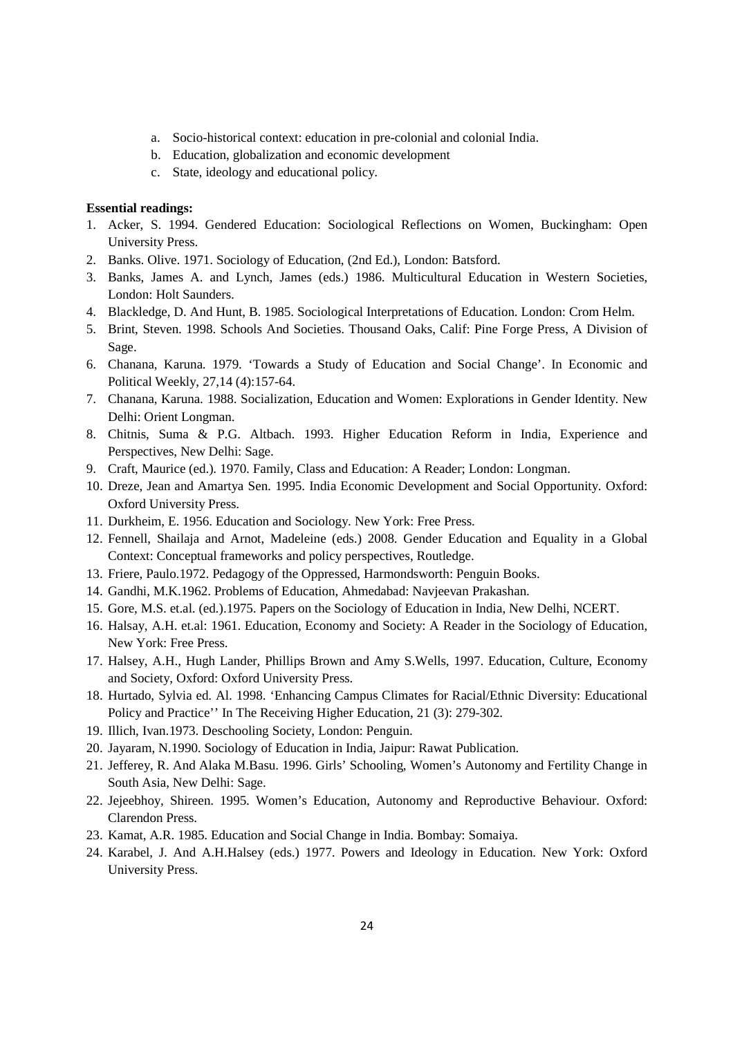a. Socio-historical context: education in pre-colonial and colonial India.
b. Education, globalization and economic development
c. State, ideology and educational policy.

**Essential readings:**

1. Acker, S. 1994. Gendered Education: Sociological Reflections on Women, Buckingham: Open University Press.
2. Banks. Olive. 1971. Sociology of Education, (2nd Ed.), London: Batsford.
3. Banks, James A. and Lynch, James (eds.) 1986. Multicultural Education in Western Societies, London: Holt Saunders.
4. Blackledge, D. And Hunt, B. 1985. Sociological Interpretations of Education. London: Crom Helm.
5. Brint, Steven. 1998. Schools And Societies. Thousand Oaks, Calif: Pine Forge Press, A Division of Sage.
6. Chanana, Karuna. 1979. 'Towards a Study of Education and Social Change'. In Economic and Political Weekly, 27,14 (4):157-64.
7. Chanana, Karuna. 1988. Socialization, Education and Women: Explorations in Gender Identity. New Delhi: Orient Longman.
8. Chitnis, Suma & P.G. Altbach. 1993. Higher Education Reform in India, Experience and Perspectives, New Delhi: Sage.
9. Craft, Maurice (ed.). 1970. Family, Class and Education: A Reader; London: Longman.
10. Dreze, Jean and Amartya Sen. 1995. India Economic Development and Social Opportunity. Oxford: Oxford University Press.
11. Durkheim, E. 1956. Education and Sociology. New York: Free Press.
12. Fennell, Shailaja and Arnot, Madeleine (eds.) 2008. Gender Education and Equality in a Global Context: Conceptual frameworks and policy perspectives, Routledge.
13. Friere, Paulo.1972. Pedagogy of the Oppressed, Harmondsworth: Penguin Books.
14. Gandhi, M.K.1962. Problems of Education, Ahmedabad: Navjeevan Prakashan.
15. Gore, M.S. et.al. (ed.).1975. Papers on the Sociology of Education in India, New Delhi, NCERT.
16. Halsay, A.H. et.al: 1961. Education, Economy and Society: A Reader in the Sociology of Education, New York: Free Press.
17. Halsey, A.H., Hugh Lander, Phillips Brown and Amy S.Wells, 1997. Education, Culture, Economy and Society, Oxford: Oxford University Press.
18. Hurtado, Sylvia ed. Al. 1998. 'Enhancing Campus Climates for Racial/Ethnic Diversity: Educational Policy and Practice'' In The Receiving Higher Education, 21 (3): 279-302.
19. Illich, Ivan.1973. Deschooling Society, London: Penguin.
20. Jayaram, N.1990. Sociology of Education in India, Jaipur: Rawat Publication.
21. Jefferey, R. And Alaka M.Basu. 1996. Girls' Schooling, Women's Autonomy and Fertility Change in South Asia, New Delhi: Sage.
22. Jejeebhoy, Shireen. 1995. Women's Education, Autonomy and Reproductive Behaviour. Oxford: Clarendon Press.
23. Kamat, A.R. 1985. Education and Social Change in India. Bombay: Somaiya.
24. Karabel, J. And A.H.Halsey (eds.) 1977. Powers and Ideology in Education. New York: Oxford University Press.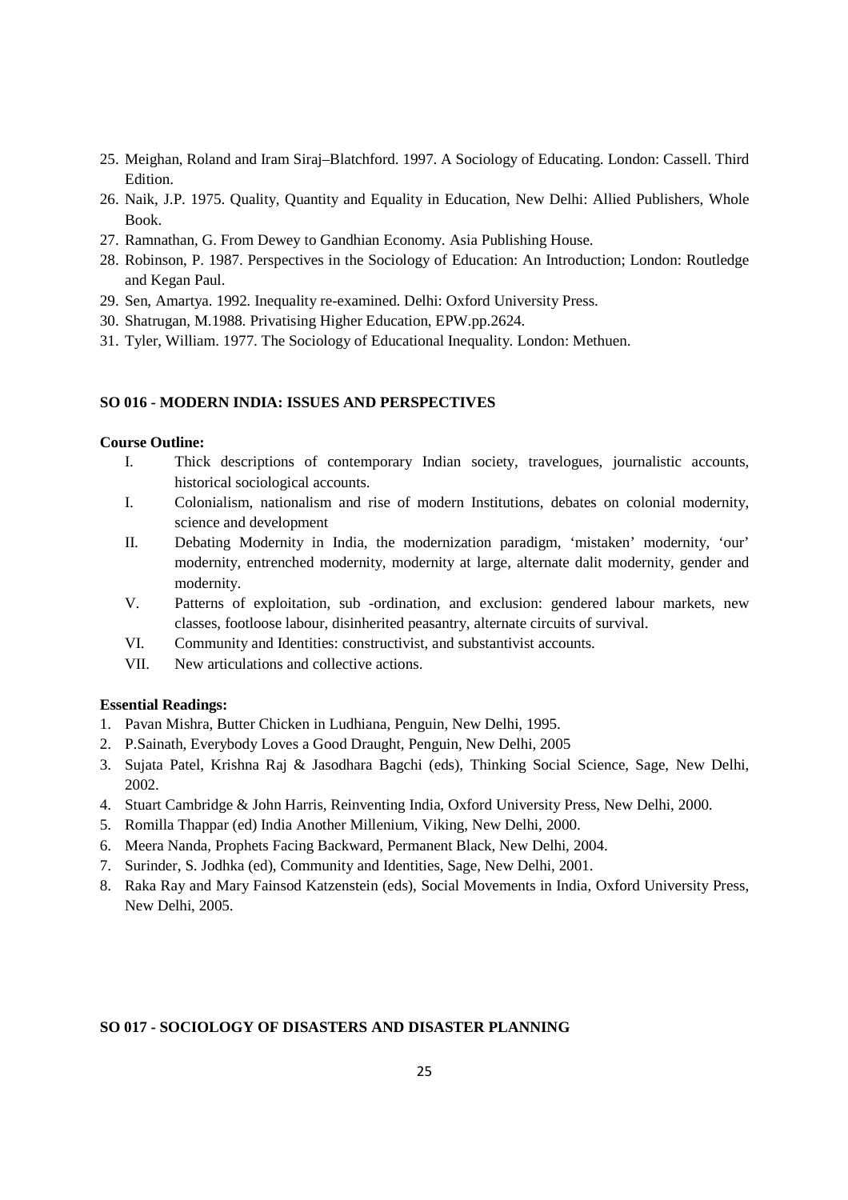25. Meighan, Roland and Iram Siraj–Blatchford. 1997. A Sociology of Educating. London: Cassell. Third Edition.
26. Naik, J.P. 1975. Quality, Quantity and Equality in Education, New Delhi: Allied Publishers, Whole Book.
27. Ramnathan, G. From Dewey to Gandhian Economy. Asia Publishing House.
28. Robinson, P. 1987. Perspectives in the Sociology of Education: An Introduction; London: Routledge and Kegan Paul.
29. Sen, Amartya. 1992. Inequality re-examined. Delhi: Oxford University Press.
30. Shatrugan, M.1988. Privatising Higher Education, EPW.pp.2624.
31. Tyler, William. 1977. The Sociology of Educational Inequality. London: Methuen.

### SO 016 - MODERN INDIA: ISSUES AND PERSPECTIVES

**Course Outline:**

I. Thick descriptions of contemporary Indian society, travelogues, journalistic accounts, historical sociological accounts.

I. Colonialism, nationalism and rise of modern Institutions, debates on colonial modernity, science and development

II. Debating Modernity in India, the modernization paradigm, 'mistaken' modernity, 'our' modernity, entrenched modernity, modernity at large, alternate dalit modernity, gender and modernity.

V. Patterns of exploitation, sub -ordination, and exclusion: gendered labour markets, new classes, footloose labour, disinherited peasantry, alternate circuits of survival.

VI. Community and Identities: constructivist, and substantivist accounts.

VII. New articulations and collective actions.

**Essential Readings:**

1. Pavan Mishra, Butter Chicken in Ludhiana, Penguin, New Delhi, 1995.
2. P.Sainath, Everybody Loves a Good Draught, Penguin, New Delhi, 2005
3. Sujata Patel, Krishna Raj & Jasodhara Bagchi (eds), Thinking Social Science, Sage, New Delhi, 2002.
4. Stuart Cambridge & John Harris, Reinventing India, Oxford University Press, New Delhi, 2000.
5. Romilla Thappar (ed) India Another Millenium, Viking, New Delhi, 2000.
6. Meera Nanda, Prophets Facing Backward, Permanent Black, New Delhi, 2004.
7. Surinder, S. Jodhka (ed), Community and Identities, Sage, New Delhi, 2001.
8. Raka Ray and Mary Fainsod Katzenstein (eds), Social Movements in India, Oxford University Press, New Delhi, 2005.

### SO 017 - SOCIOLOGY OF DISASTERS AND DISASTER PLANNING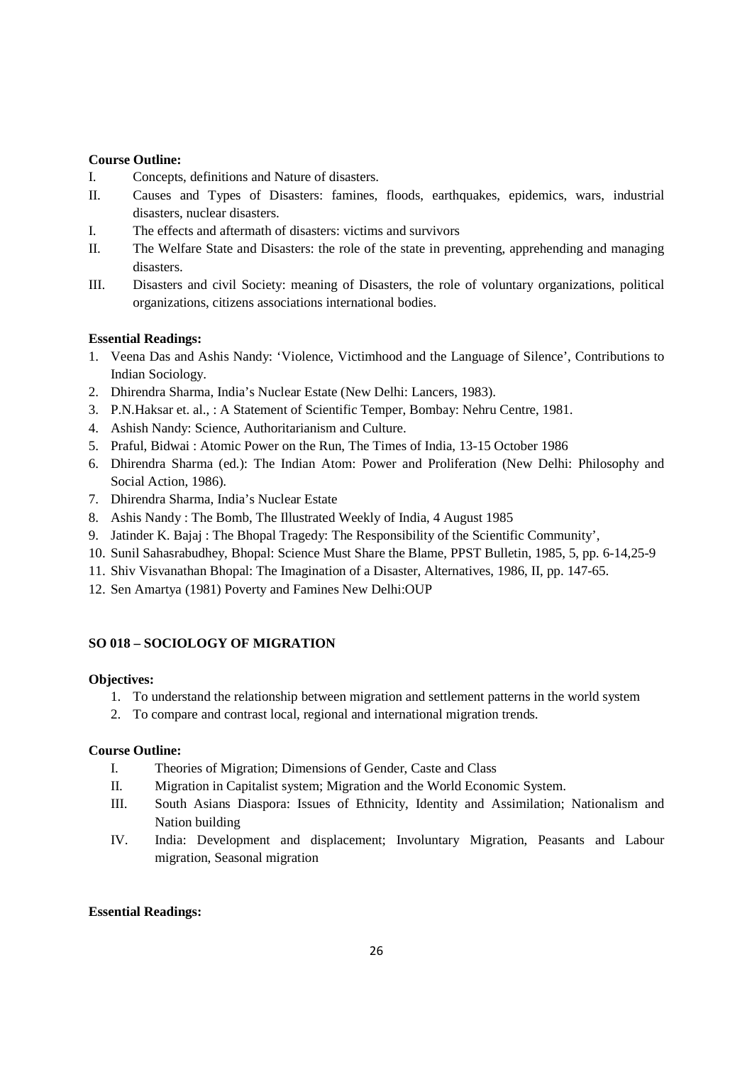**Course Outline:**

I. Concepts, definitions and Nature of disasters.

II. Causes and Types of Disasters: famines, floods, earthquakes, epidemics, wars, industrial disasters, nuclear disasters.

I. The effects and aftermath of disasters: victims and survivors

II. The Welfare State and Disasters: the role of the state in preventing, apprehending and managing disasters.

III. Disasters and civil Society: meaning of Disasters, the role of voluntary organizations, political organizations, citizens associations international bodies.

**Essential Readings:**

1. Veena Das and Ashis Nandy: 'Violence, Victimhood and the Language of Silence', Contributions to Indian Sociology.
2. Dhirendra Sharma, India's Nuclear Estate (New Delhi: Lancers, 1983).
3. P.N.Haksar et. al., : A Statement of Scientific Temper, Bombay: Nehru Centre, 1981.
4. Ashish Nandy: Science, Authoritarianism and Culture.
5. Praful, Bidwai : Atomic Power on the Run, The Times of India, 13-15 October 1986
6. Dhirendra Sharma (ed.): The Indian Atom: Power and Proliferation (New Delhi: Philosophy and Social Action, 1986).
7. Dhirendra Sharma, India's Nuclear Estate
8. Ashis Nandy : The Bomb, The Illustrated Weekly of India, 4 August 1985
9. Jatinder K. Bajaj : The Bhopal Tragedy: The Responsibility of the Scientific Community',
10. Sunil Sahasrabudhey, Bhopal: Science Must Share the Blame, PPST Bulletin, 1985, 5, pp. 6-14,25-9
11. Shiv Visvanathan Bhopal: The Imagination of a Disaster, Alternatives, 1986, II, pp. 147-65.
12. Sen Amartya (1981) Poverty and Famines New Delhi:OUP

**SO 018 – SOCIOLOGY OF MIGRATION**

**Objectives:**

1. To understand the relationship between migration and settlement patterns in the world system
2. To compare and contrast local, regional and international migration trends.

**Course Outline:**

I. Theories of Migration; Dimensions of Gender, Caste and Class

II. Migration in Capitalist system; Migration and the World Economic System.

III. South Asians Diaspora: Issues of Ethnicity, Identity and Assimilation; Nationalism and Nation building

IV. India: Development and displacement; Involuntary Migration, Peasants and Labour migration, Seasonal migration

**Essential Readings:**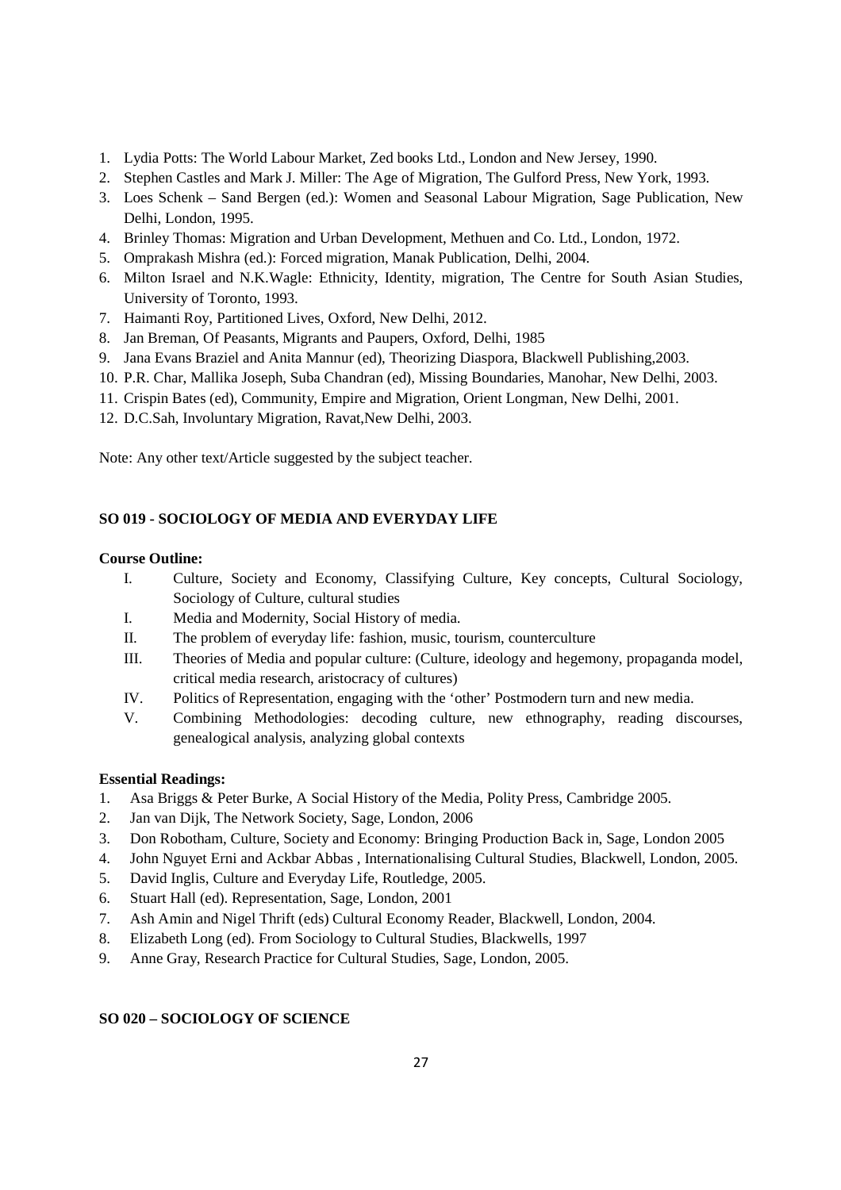1. Lydia Potts: The World Labour Market, Zed books Ltd., London and New Jersey, 1990.
2. Stephen Castles and Mark J. Miller: The Age of Migration, The Gulford Press, New York, 1993.
3. Loes Schenk – Sand Bergen (ed.): Women and Seasonal Labour Migration, Sage Publication, New Delhi, London, 1995.
4. Brinley Thomas: Migration and Urban Development, Methuen and Co. Ltd., London, 1972.
5. Omprakash Mishra (ed.): Forced migration, Manak Publication, Delhi, 2004.
6. Milton Israel and N.K.Wagle: Ethnicity, Identity, migration, The Centre for South Asian Studies, University of Toronto, 1993.
7. Haimanti Roy, Partitioned Lives, Oxford, New Delhi, 2012.
8. Jan Breman, Of Peasants, Migrants and Paupers, Oxford, Delhi, 1985
9. Jana Evans Braziel and Anita Mannur (ed), Theorizing Diaspora, Blackwell Publishing,2003.
10. P.R. Char, Mallika Joseph, Suba Chandran (ed), Missing Boundaries, Manohar, New Delhi, 2003.
11. Crispin Bates (ed), Community, Empire and Migration, Orient Longman, New Delhi, 2001.
12. D.C.Sah, Involuntary Migration, Ravat,New Delhi, 2003.

Note: Any other text/Article suggested by the subject teacher.

### SO 019 - SOCIOLOGY OF MEDIA AND EVERYDAY LIFE

**Course Outline:**

- I. Culture, Society and Economy, Classifying Culture, Key concepts, Cultural Sociology, Sociology of Culture, cultural studies
- I. Media and Modernity, Social History of media.
- II. The problem of everyday life: fashion, music, tourism, counterculture
- III. Theories of Media and popular culture: (Culture, ideology and hegemony, propaganda model, critical media research, aristocracy of cultures)
- IV. Politics of Representation, engaging with the 'other' Postmodern turn and new media.
- V. Combining Methodologies: decoding culture, new ethnography, reading discourses, genealogical analysis, analyzing global contexts

**Essential Readings:**

1. Asa Briggs & Peter Burke, A Social History of the Media, Polity Press, Cambridge 2005.
2. Jan van Dijk, The Network Society, Sage, London, 2006
3. Don Robotham, Culture, Society and Economy: Bringing Production Back in, Sage, London 2005
4. John Nguyet Erni and Ackbar Abbas , Internationalising Cultural Studies, Blackwell, London, 2005.
5. David Inglis, Culture and Everyday Life, Routledge, 2005.
6. Stuart Hall (ed). Representation, Sage, London, 2001
7. Ash Amin and Nigel Thrift (eds) Cultural Economy Reader, Blackwell, London, 2004.
8. Elizabeth Long (ed). From Sociology to Cultural Studies, Blackwells, 1997
9. Anne Gray, Research Practice for Cultural Studies, Sage, London, 2005.

### SO 020 – SOCIOLOGY OF SCIENCE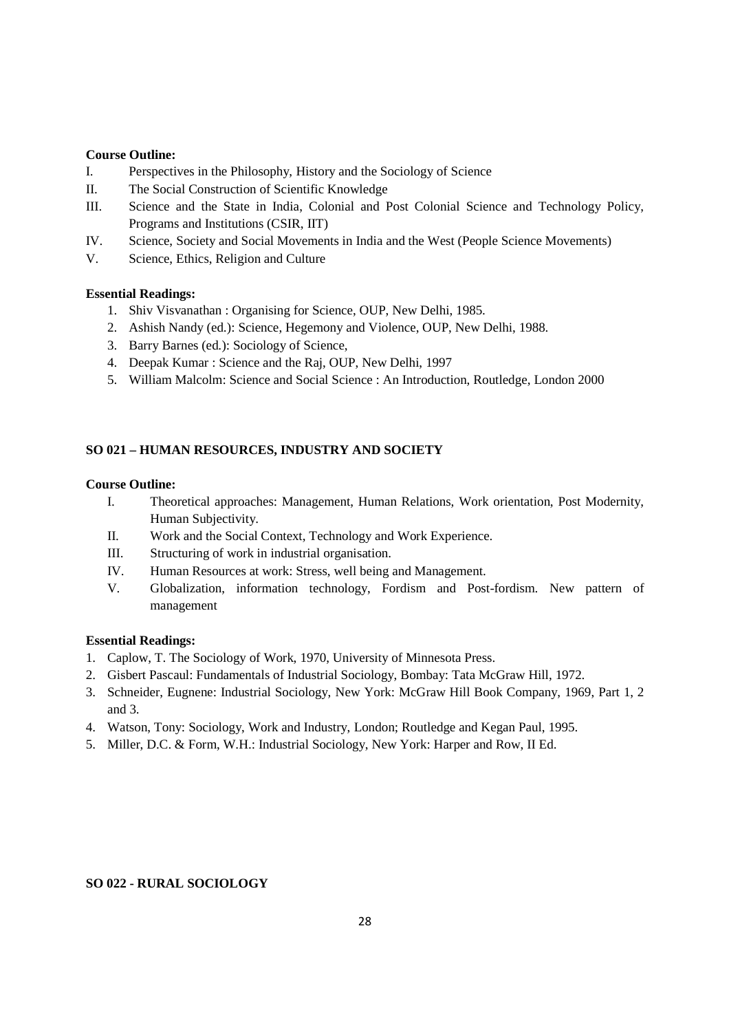**Course Outline:**

I. Perspectives in the Philosophy, History and the Sociology of Science

II. The Social Construction of Scientific Knowledge

III. Science and the State in India, Colonial and Post Colonial Science and Technology Policy, Programs and Institutions (CSIR, IIT)

IV. Science, Society and Social Movements in India and the West (People Science Movements)

V. Science, Ethics, Religion and Culture

**Essential Readings:**

1. Shiv Visvanathan : Organising for Science, OUP, New Delhi, 1985.
2. Ashish Nandy (ed.): Science, Hegemony and Violence, OUP, New Delhi, 1988.
3. Barry Barnes (ed.): Sociology of Science,
4. Deepak Kumar : Science and the Raj, OUP, New Delhi, 1997
5. William Malcolm: Science and Social Science : An Introduction, Routledge, London 2000

**SO 021 – HUMAN RESOURCES, INDUSTRY AND SOCIETY**

**Course Outline:**

I. Theoretical approaches: Management, Human Relations, Work orientation, Post Modernity, Human Subjectivity.

II. Work and the Social Context, Technology and Work Experience.

III. Structuring of work in industrial organisation.

IV. Human Resources at work: Stress, well being and Management.

V. Globalization, information technology, Fordism and Post-fordism. New pattern of management

**Essential Readings:**

1. Caplow, T. The Sociology of Work, 1970, University of Minnesota Press.
2. Gisbert Pascaul: Fundamentals of Industrial Sociology, Bombay: Tata McGraw Hill, 1972.
3. Schneider, Eugnene: Industrial Sociology, New York: McGraw Hill Book Company, 1969, Part 1, 2 and 3.
4. Watson, Tony: Sociology, Work and Industry, London; Routledge and Kegan Paul, 1995.
5. Miller, D.C. & Form, W.H.: Industrial Sociology, New York: Harper and Row, II Ed.

**SO 022 - RURAL SOCIOLOGY**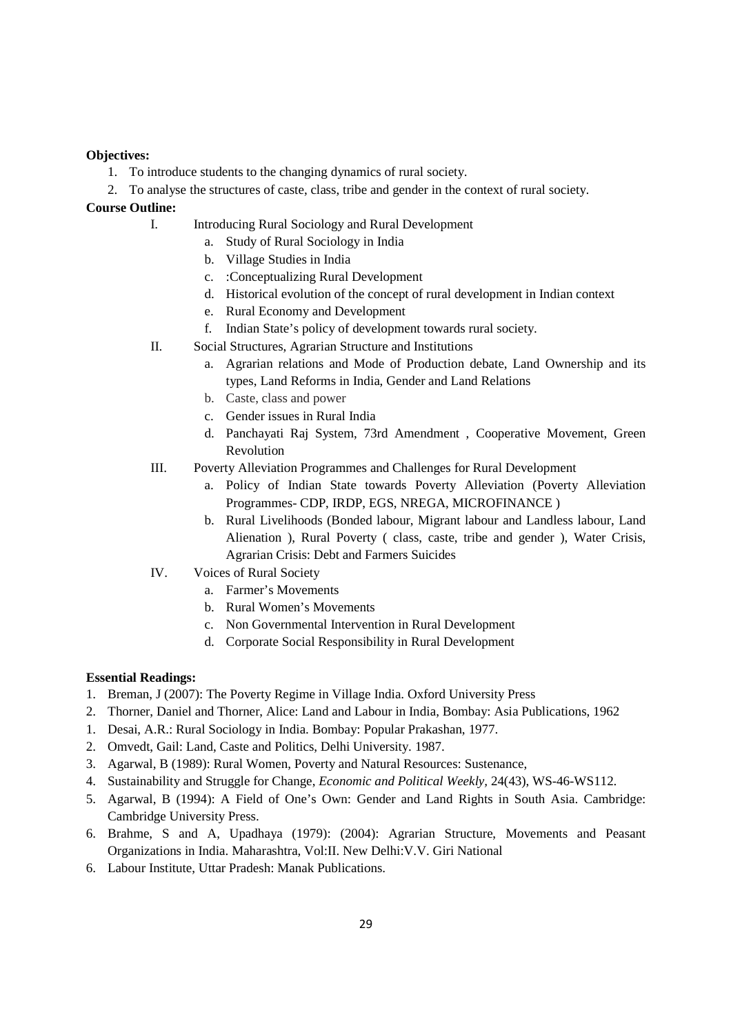**Objectives:**

1. To introduce students to the changing dynamics of rural society.
2. To analyse the structures of caste, class, tribe and gender in the context of rural society.

**Course Outline:**

I. Introducing Rural Sociology and Rural Development
   a. Study of Rural Sociology in India
   b. Village Studies in India
   c. :Conceptualizing Rural Development
   d. Historical evolution of the concept of rural development in Indian context
   e. Rural Economy and Development
   f. Indian State's policy of development towards rural society.

II. Social Structures, Agrarian Structure and Institutions
   a. Agrarian relations and Mode of Production debate, Land Ownership and its types, Land Reforms in India, Gender and Land Relations
   b. Caste, class and power
   c. Gender issues in Rural India
   d. Panchayati Raj System, 73rd Amendment , Cooperative Movement, Green Revolution

III. Poverty Alleviation Programmes and Challenges for Rural Development
   a. Policy of Indian State towards Poverty Alleviation (Poverty Alleviation Programmes- CDP, IRDP, EGS, NREGA, MICROFINANCE )
   b. Rural Livelihoods (Bonded labour, Migrant labour and Landless labour, Land Alienation ), Rural Poverty ( class, caste, tribe and gender ), Water Crisis, Agrarian Crisis: Debt and Farmers Suicides

IV. Voices of Rural Society
   a. Farmer's Movements
   b. Rural Women's Movements
   c. Non Governmental Intervention in Rural Development
   d. Corporate Social Responsibility in Rural Development

**Essential Readings:**

1. Breman, J (2007): The Poverty Regime in Village India. Oxford University Press
2. Thorner, Daniel and Thorner, Alice: Land and Labour in India, Bombay: Asia Publications, 1962
1. Desai, A.R.: Rural Sociology in India. Bombay: Popular Prakashan, 1977.
2. Omvedt, Gail: Land, Caste and Politics, Delhi University. 1987.
3. Agarwal, B (1989): Rural Women, Poverty and Natural Resources: Sustenance,
4. Sustainability and Struggle for Change, *Economic and Political Weekly*, 24(43), WS-46-WS112.
5. Agarwal, B (1994): A Field of One's Own: Gender and Land Rights in South Asia. Cambridge: Cambridge University Press.
6. Brahme, S and A, Upadhaya (1979): (2004): Agrarian Structure, Movements and Peasant Organizations in India. Maharashtra, Vol:II. New Delhi:V.V. Giri National
6. Labour Institute, Uttar Pradesh: Manak Publications.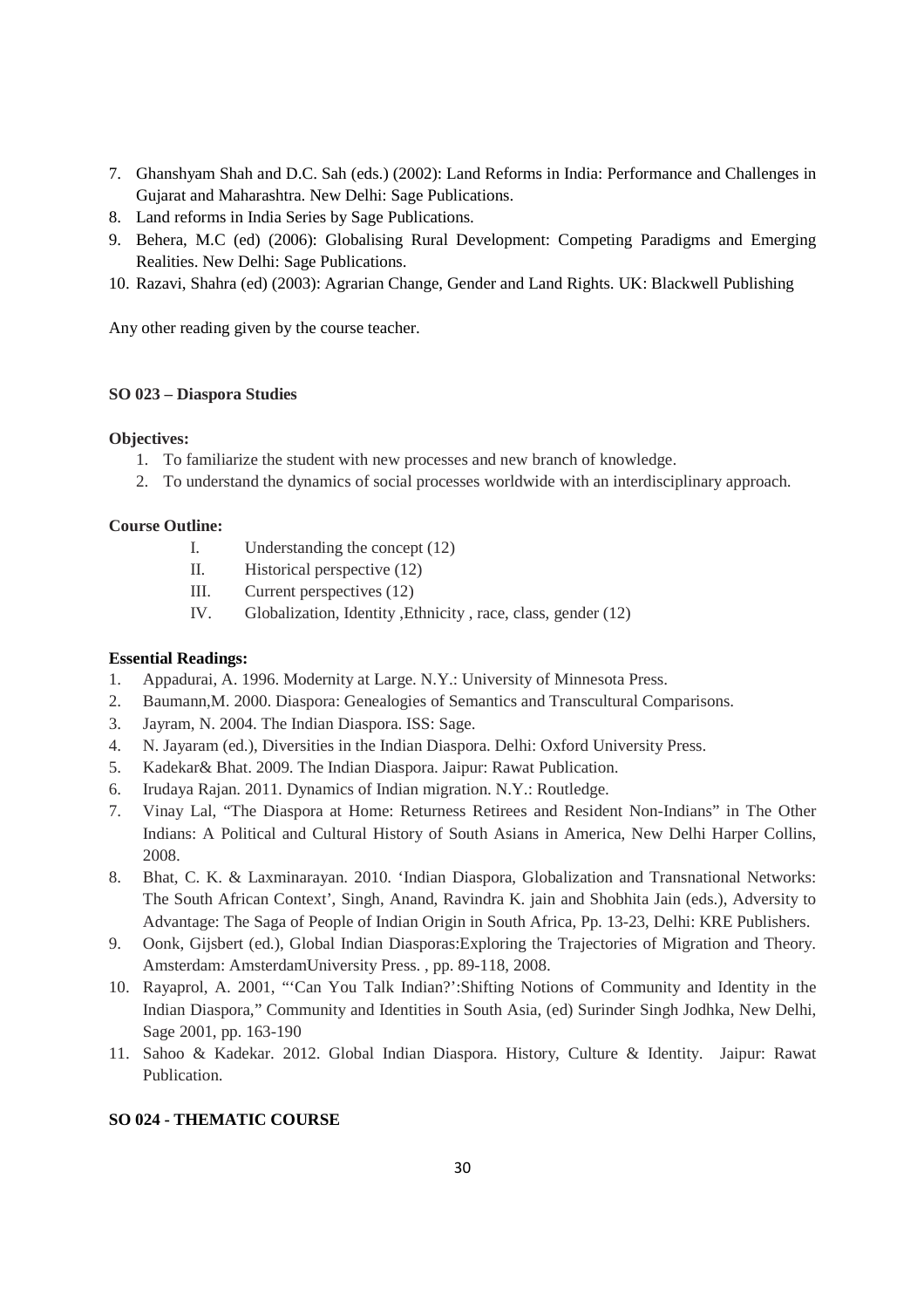7. Ghanshyam Shah and D.C. Sah (eds.) (2002): Land Reforms in India: Performance and Challenges in Gujarat and Maharashtra. New Delhi: Sage Publications.
8. Land reforms in India Series by Sage Publications.
9. Behera, M.C (ed) (2006): Globalising Rural Development: Competing Paradigms and Emerging Realities. New Delhi: Sage Publications.
10. Razavi, Shahra (ed) (2003): Agrarian Change, Gender and Land Rights. UK: Blackwell Publishing

Any other reading given by the course teacher.

**SO 023 – Diaspora Studies**

**Objectives:**

1. To familiarize the student with new processes and new branch of knowledge.
2. To understand the dynamics of social processes worldwide with an interdisciplinary approach.

**Course Outline:**

- I. Understanding the concept (12)
- II. Historical perspective (12)
- III. Current perspectives (12)
- IV. Globalization, Identity ,Ethnicity , race, class, gender (12)

**Essential Readings:**

1. Appadurai, A. 1996. Modernity at Large. N.Y.: University of Minnesota Press.
2. Baumann,M. 2000. Diaspora: Genealogies of Semantics and Transcultural Comparisons.
3. Jayram, N. 2004. The Indian Diaspora. ISS: Sage.
4. N. Jayaram (ed.), Diversities in the Indian Diaspora. Delhi: Oxford University Press.
5. Kadekar& Bhat. 2009. The Indian Diaspora. Jaipur: Rawat Publication.
6. Irudaya Rajan. 2011. Dynamics of Indian migration. N.Y.: Routledge.
7. Vinay Lal, "The Diaspora at Home: Returness Retirees and Resident Non-Indians" in The Other Indians: A Political and Cultural History of South Asians in America, New Delhi Harper Collins, 2008.
8. Bhat, C. K. & Laxminarayan. 2010. 'Indian Diaspora, Globalization and Transnational Networks: The South African Context', Singh, Anand, Ravindra K. jain and Shobhita Jain (eds.), Adversity to Advantage: The Saga of People of Indian Origin in South Africa, Pp. 13-23, Delhi: KRE Publishers.
9. Oonk, Gijsbert (ed.), Global Indian Diasporas:Exploring the Trajectories of Migration and Theory. Amsterdam: AmsterdamUniversity Press. , pp. 89-118, 2008.
10. Rayaprol, A. 2001, "'Can You Talk Indian?':Shifting Notions of Community and Identity in the Indian Diaspora," Community and Identities in South Asia, (ed) Surinder Singh Jodhka, New Delhi, Sage 2001, pp. 163-190
11. Sahoo & Kadekar. 2012. Global Indian Diaspora. History, Culture & Identity. Jaipur: Rawat Publication.

**SO 024 - THEMATIC COURSE**